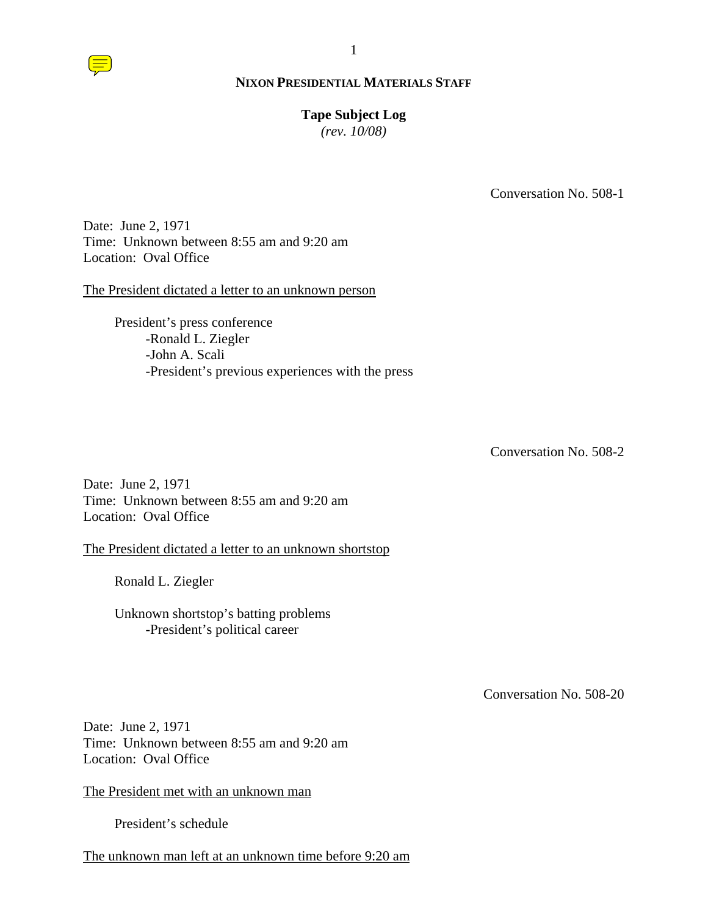**NIXON PRESIDENTIAL MATERIALS STAFF**

**Tape Subject Log**
*(rev. 10/08)*

Conversation No. 508-1

Date: June 2, 1971
Time: Unknown between 8:55 am and 9:20 am
Location: Oval Office

The President dictated a letter to an unknown person

President's press conference
- Ronald L. Ziegler
- John A. Scali
- President's previous experiences with the press

Conversation No. 508-2

Date: June 2, 1971
Time: Unknown between 8:55 am and 9:20 am
Location: Oval Office

The President dictated a letter to an unknown shortstop

Ronald L. Ziegler

Unknown shortstop's batting problems
- President's political career

Conversation No. 508-20

Date: June 2, 1971
Time: Unknown between 8:55 am and 9:20 am
Location: Oval Office

The President met with an unknown man

President's schedule

The unknown man left at an unknown time before 9:20 am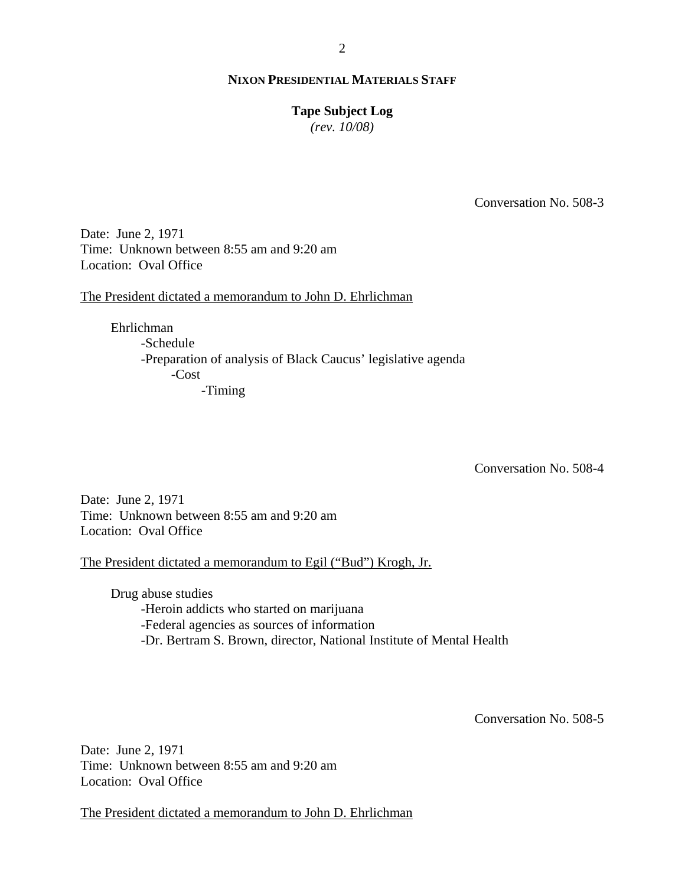Conversation No. 508-3

Date: June 2, 1971
Time: Unknown between 8:55 am and 9:20 am
Location: Oval Office

The President dictated a memorandum to John D. Ehrlichman

- Ehrlichman
  - -Schedule
  - -Preparation of analysis of Black Caucus' legislative agenda
    - -Cost
      - -Timing

Conversation No. 508-4

Date: June 2, 1971
Time: Unknown between 8:55 am and 9:20 am
Location: Oval Office

The President dictated a memorandum to Egil ("Bud") Krogh, Jr.

- Drug abuse studies
  - -Heroin addicts who started on marijuana
  - -Federal agencies as sources of information
  - -Dr. Bertram S. Brown, director, National Institute of Mental Health

Conversation No. 508-5

Date: June 2, 1971
Time: Unknown between 8:55 am and 9:20 am
Location: Oval Office

The President dictated a memorandum to John D. Ehrlichman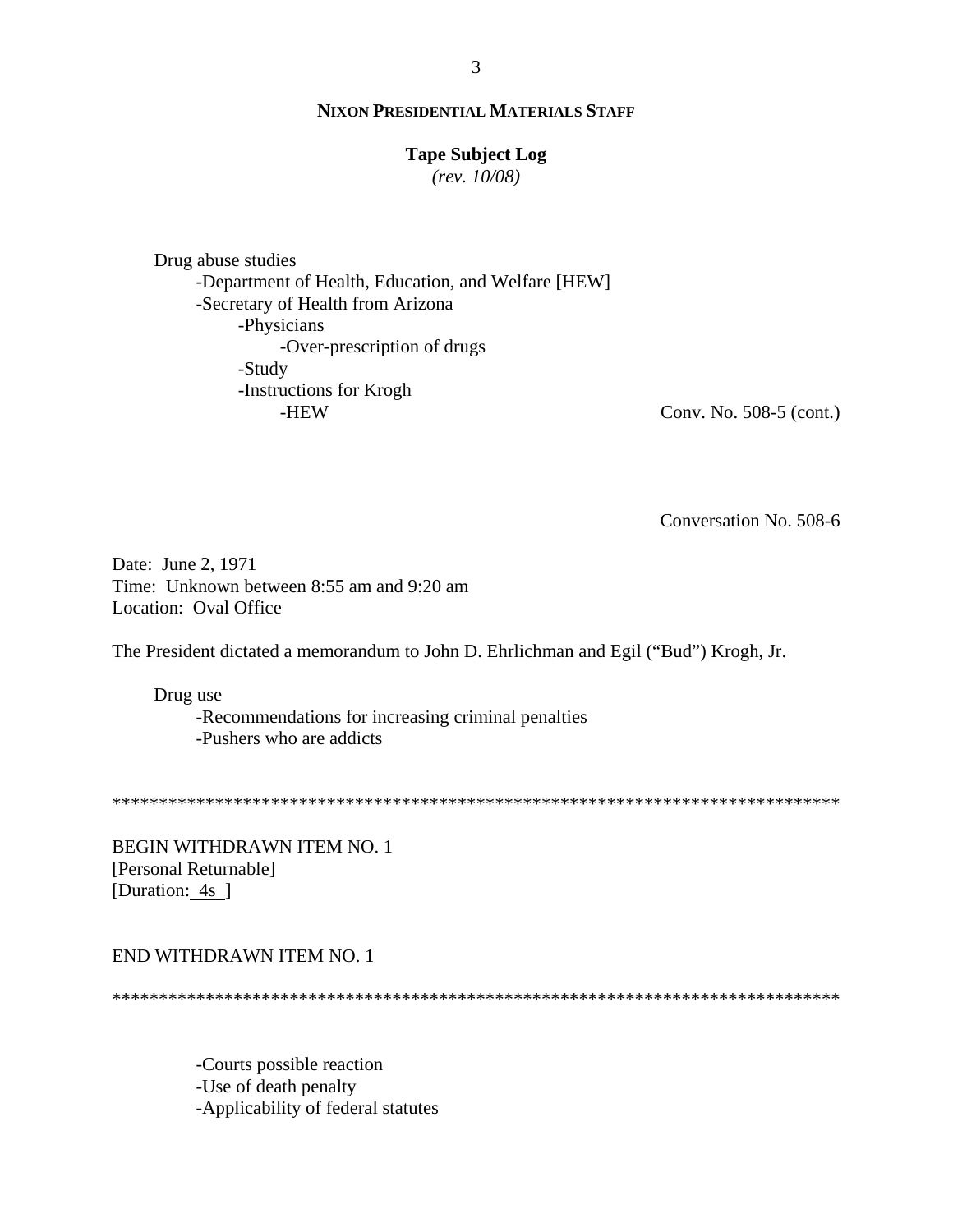Drug abuse studies
- Department of Health, Education, and Welfare [HEW]
- Secretary of Health from Arizona
  - Physicians
    - Over-prescription of drugs
  - Study
  - Instructions for Krogh
    - HEW

Conv. No. 508-5 (cont.)

Conversation No. 508-6

Date: June 2, 1971
Time: Unknown between 8:55 am and 9:20 am
Location: Oval Office

The President dictated a memorandum to John D. Ehrlichman and Egil ("Bud") Krogh, Jr.

Drug use
- Recommendations for increasing criminal penalties
- Pushers who are addicts

********************************************************************************

BEGIN WITHDRAWN ITEM NO. 1
[Personal Returnable]
[Duration: 4s ]

END WITHDRAWN ITEM NO. 1

********************************************************************************

- Courts possible reaction
- Use of death penalty
- Applicability of federal statutes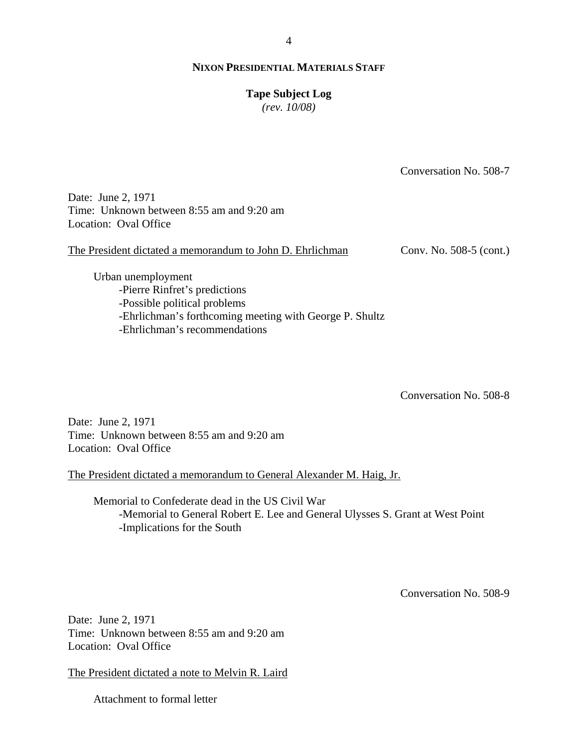**NIXON PRESIDENTIAL MATERIALS STAFF**

**Tape Subject Log**
*(rev. 10/08)*

Conversation No. 508-7

Date: June 2, 1971
Time: Unknown between 8:55 am and 9:20 am
Location: Oval Office

The President dictated a memorandum to John D. Ehrlichman — Conv. No. 508-5 (cont.)

Urban unemployment
- Pierre Rinfret's predictions
- Possible political problems
- Ehrlichman's forthcoming meeting with George P. Shultz
- Ehrlichman's recommendations

Conversation No. 508-8

Date: June 2, 1971
Time: Unknown between 8:55 am and 9:20 am
Location: Oval Office

The President dictated a memorandum to General Alexander M. Haig, Jr.

Memorial to Confederate dead in the US Civil War
- Memorial to General Robert E. Lee and General Ulysses S. Grant at West Point
- Implications for the South

Conversation No. 508-9

Date: June 2, 1971
Time: Unknown between 8:55 am and 9:20 am
Location: Oval Office

The President dictated a note to Melvin R. Laird

Attachment to formal letter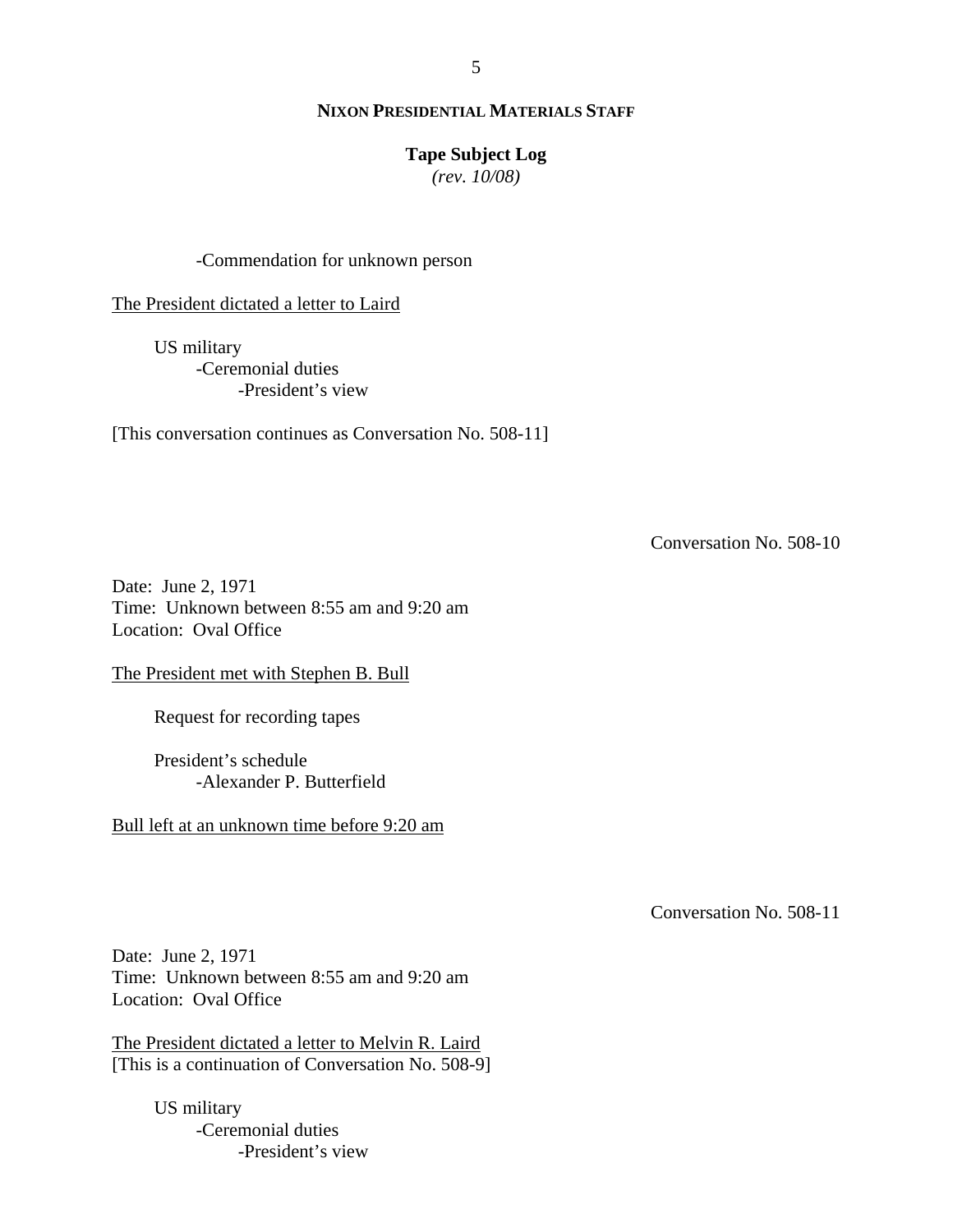-Commendation for unknown person

The President dictated a letter to Laird

US military
- Ceremonial duties
  - President's view

[This conversation continues as Conversation No. 508-11]

Conversation No. 508-10

Date: June 2, 1971
Time: Unknown between 8:55 am and 9:20 am
Location: Oval Office

The President met with Stephen B. Bull

Request for recording tapes

President's schedule
- Alexander P. Butterfield

Bull left at an unknown time before 9:20 am

Conversation No. 508-11

Date: June 2, 1971
Time: Unknown between 8:55 am and 9:20 am
Location: Oval Office

The President dictated a letter to Melvin R. Laird
[This is a continuation of Conversation No. 508-9]

US military
- Ceremonial duties
  - President's view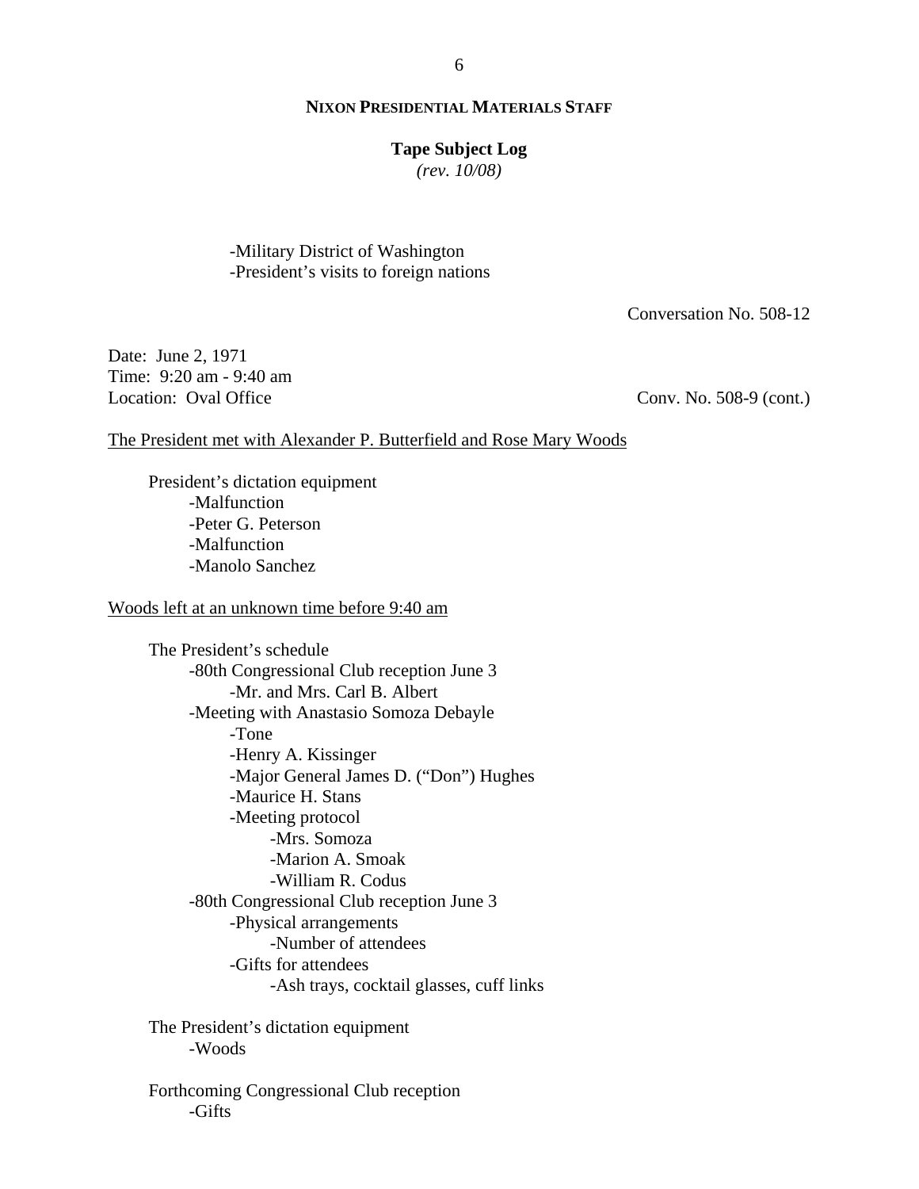**NIXON PRESIDENTIAL MATERIALS STAFF**

**Tape Subject Log**
*(rev. 10/08)*

-Military District of Washington
-President's visits to foreign nations

Conversation No. 508-12

Date: June 2, 1971
Time: 9:20 am - 9:40 am
Location: Oval Office

Conv. No. 508-9 (cont.)

The President met with Alexander P. Butterfield and Rose Mary Woods

President's dictation equipment
- -Malfunction
- -Peter G. Peterson
- -Malfunction
- -Manolo Sanchez

Woods left at an unknown time before 9:40 am

The President's schedule
- -80th Congressional Club reception June 3
  - -Mr. and Mrs. Carl B. Albert
- -Meeting with Anastasio Somoza Debayle
  - -Tone
  - -Henry A. Kissinger
  - -Major General James D. ("Don") Hughes
  - -Maurice H. Stans
  - -Meeting protocol
    - -Mrs. Somoza
    - -Marion A. Smoak
    - -William R. Codus
- -80th Congressional Club reception June 3
  - -Physical arrangements
    - -Number of attendees
  - -Gifts for attendees
    - -Ash trays, cocktail glasses, cuff links

The President's dictation equipment
- -Woods

Forthcoming Congressional Club reception
- -Gifts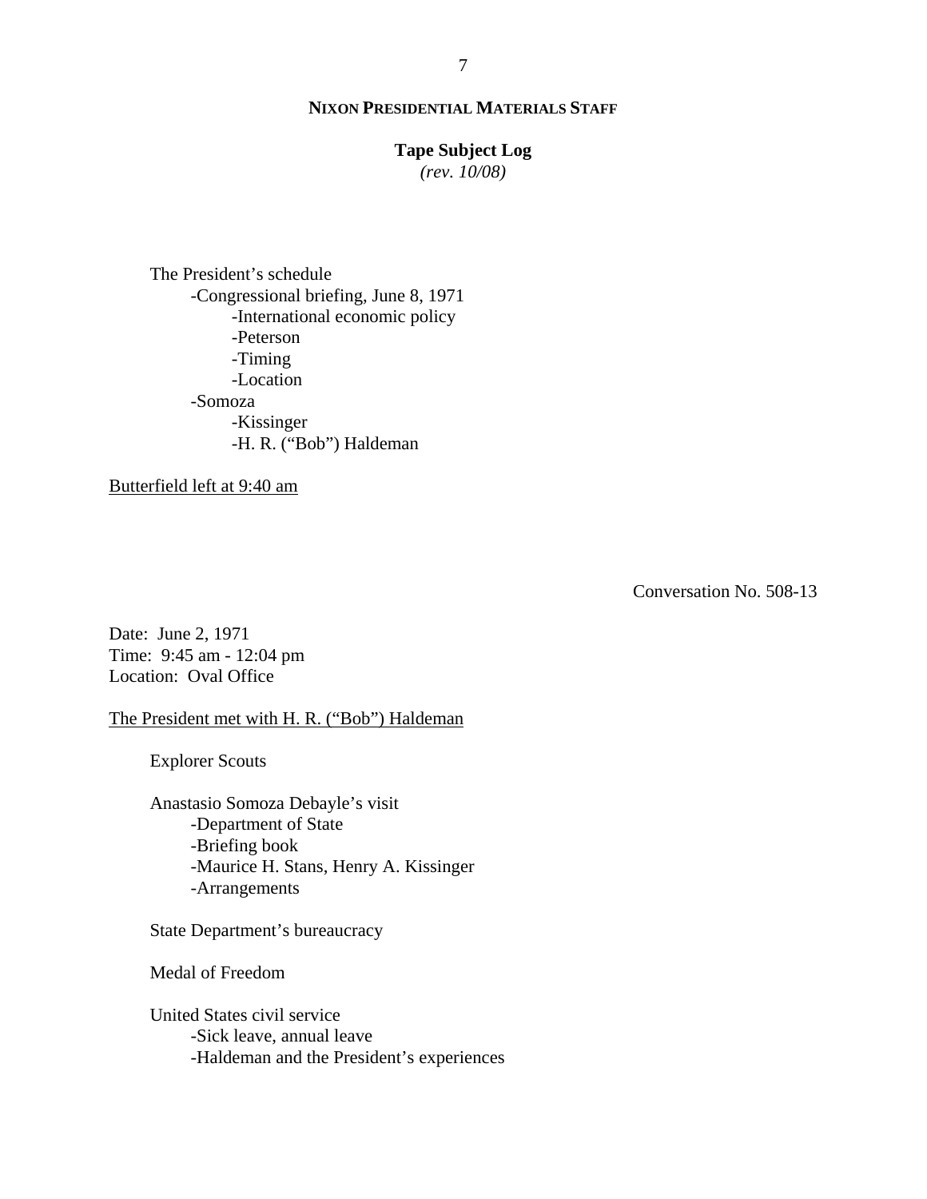The President's schedule
- Congressional briefing, June 8, 1971
  - International economic policy
  - Peterson
  - Timing
  - Location
- Somoza
  - Kissinger
  - H. R. ("Bob") Haldeman

Butterfield left at 9:40 am

Conversation No. 508-13

Date: June 2, 1971
Time: 9:45 am - 12:04 pm
Location: Oval Office

The President met with H. R. ("Bob") Haldeman

Explorer Scouts

Anastasio Somoza Debayle's visit
- Department of State
- Briefing book
- Maurice H. Stans, Henry A. Kissinger
- Arrangements

State Department's bureaucracy

Medal of Freedom

United States civil service
- Sick leave, annual leave
- Haldeman and the President's experiences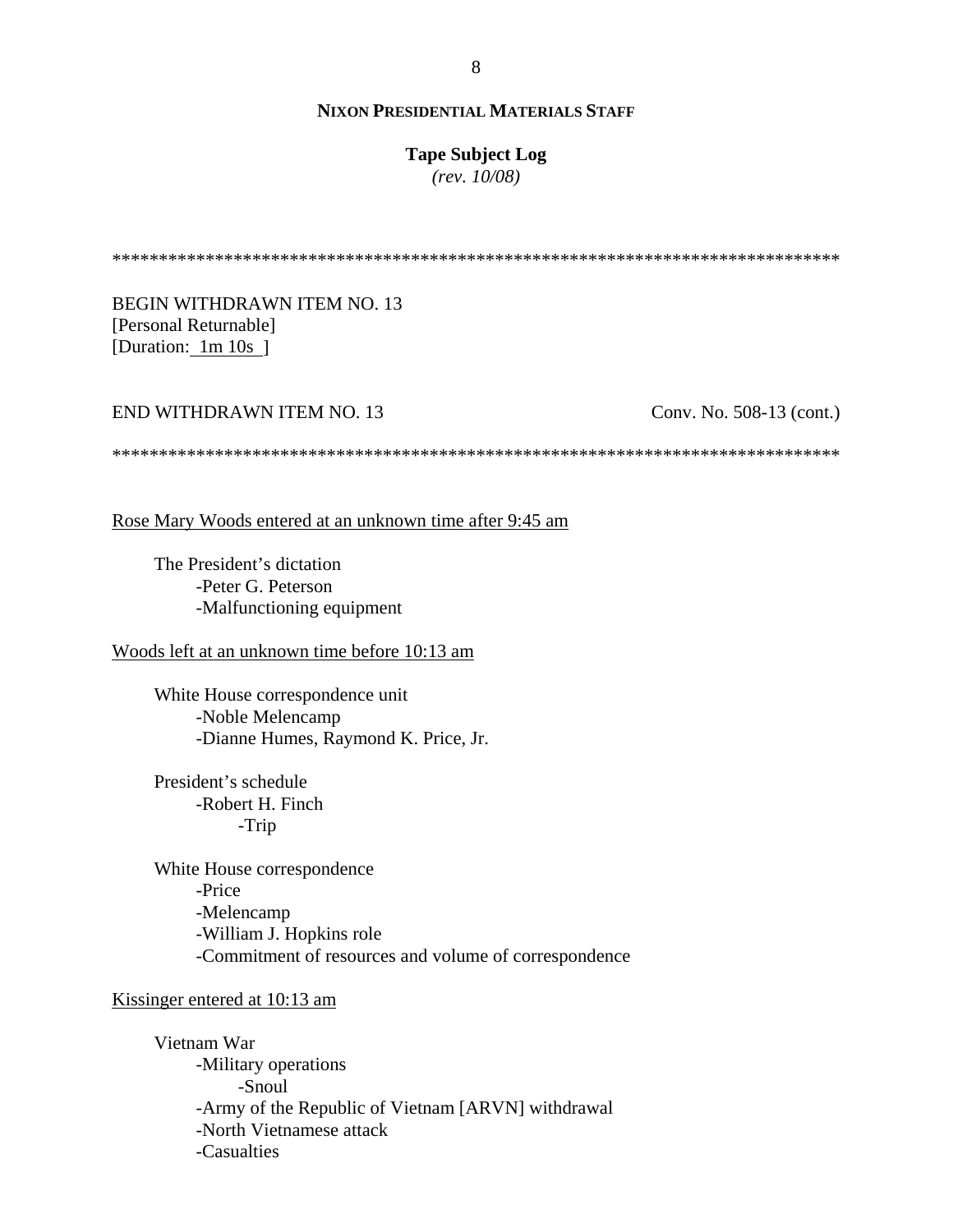\*\*\*\*\*\*\*\*\*\*\*\*\*\*\*\*\*\*\*\*\*\*\*\*\*\*\*\*\*\*\*\*\*\*\*\*\*\*\*\*\*\*\*\*\*\*\*\*\*\*\*\*\*\*\*\*\*\*\*\*\*\*\*\*\*\*\*\*\*\*\*\*\*\*\*\*\*\*

BEGIN WITHDRAWN ITEM NO. 13
[Personal Returnable]
[Duration: 1m 10s ]

END WITHDRAWN ITEM NO. 13 Conv. No. 508-13 (cont.)

\*\*\*\*\*\*\*\*\*\*\*\*\*\*\*\*\*\*\*\*\*\*\*\*\*\*\*\*\*\*\*\*\*\*\*\*\*\*\*\*\*\*\*\*\*\*\*\*\*\*\*\*\*\*\*\*\*\*\*\*\*\*\*\*\*\*\*\*\*\*\*\*\*\*\*\*\*\*

<u>Rose Mary Woods entered at an unknown time after 9:45 am</u>

The President's dictation
- -Peter G. Peterson
- -Malfunctioning equipment

<u>Woods left at an unknown time before 10:13 am</u>

White House correspondence unit
- -Noble Melencamp
- -Dianne Humes, Raymond K. Price, Jr.

President's schedule
- -Robert H. Finch
  - -Trip

White House correspondence
- -Price
- -Melencamp
- -William J. Hopkins role
- -Commitment of resources and volume of correspondence

<u>Kissinger entered at 10:13 am</u>

Vietnam War
- -Military operations
  - -Snoul
- -Army of the Republic of Vietnam [ARVN] withdrawal
- -North Vietnamese attack
- -Casualties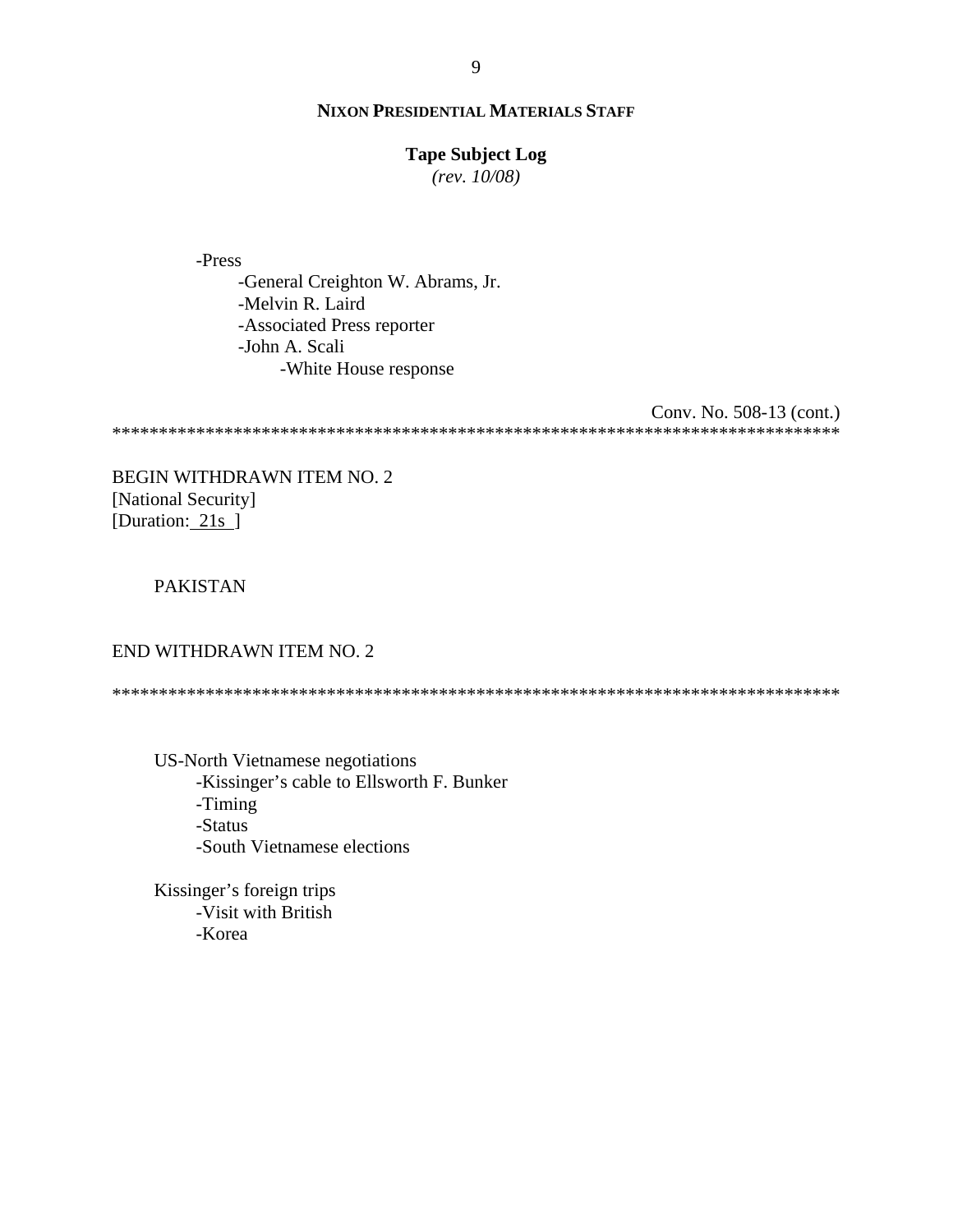-Press
    -General Creighton W. Abrams, Jr.
    -Melvin R. Laird
    -Associated Press reporter
    -John A. Scali
        -White House response

Conv. No. 508-13 (cont.)

*******************************************************************************

BEGIN WITHDRAWN ITEM NO. 2
[National Security]
[Duration: 21s ]

PAKISTAN

END WITHDRAWN ITEM NO. 2

*******************************************************************************

US-North Vietnamese negotiations
    -Kissinger's cable to Ellsworth F. Bunker
    -Timing
    -Status
    -South Vietnamese elections

Kissinger's foreign trips
    -Visit with British
    -Korea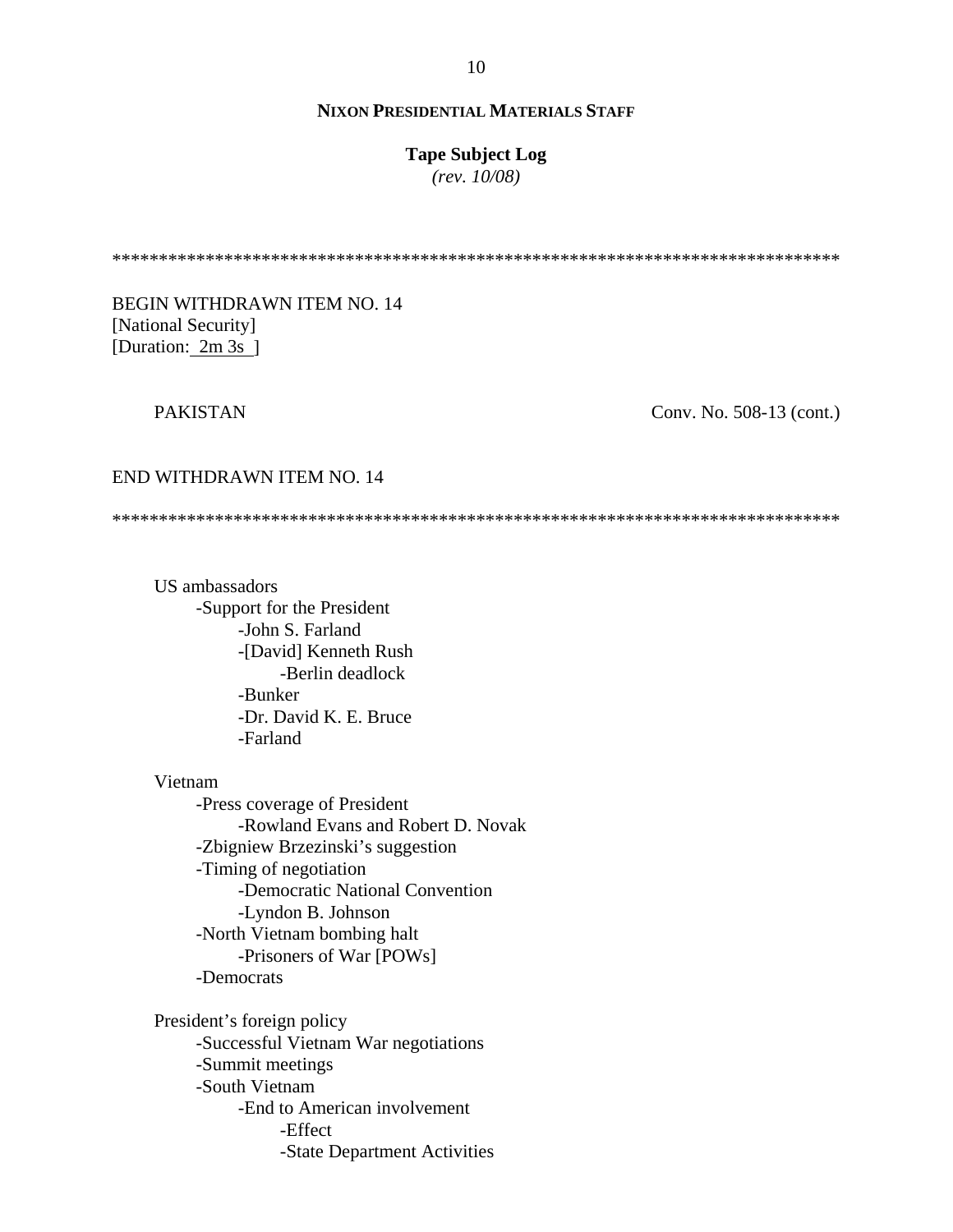*******************************************************************************

BEGIN WITHDRAWN ITEM NO. 14
[National Security]
[Duration: 2m 3s ]

PAKISTAN Conv. No. 508-13 (cont.)

END WITHDRAWN ITEM NO. 14

*******************************************************************************

US ambassadors
- -Support for the President
  - -John S. Farland
  - -[David] Kenneth Rush
    - -Berlin deadlock
  - -Bunker
  - -Dr. David K. E. Bruce
  - -Farland

Vietnam
- -Press coverage of President
  - -Rowland Evans and Robert D. Novak
- -Zbigniew Brzezinski's suggestion
- -Timing of negotiation
  - -Democratic National Convention
  - -Lyndon B. Johnson
- -North Vietnam bombing halt
  - -Prisoners of War [POWs]
- -Democrats

President's foreign policy
- -Successful Vietnam War negotiations
- -Summit meetings
- -South Vietnam
  - -End to American involvement
    - -Effect
    - -State Department Activities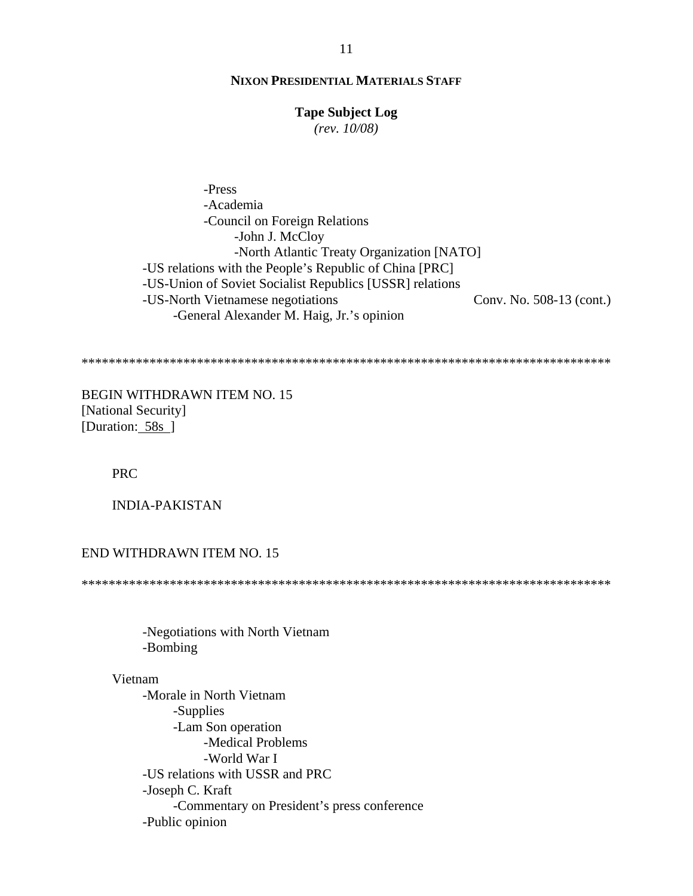- Press
  - Academia
  - Council on Foreign Relations
    - John J. McCloy
    - North Atlantic Treaty Organization [NATO]
- US relations with the People's Republic of China [PRC]
- US-Union of Soviet Socialist Republics [USSR] relations
- US-North Vietnamese negotiations — Conv. No. 508-13 (cont.)
  - General Alexander M. Haig, Jr.'s opinion

******************************************************************************

BEGIN WITHDRAWN ITEM NO. 15
[National Security]
[Duration: 58s ]

PRC

INDIA-PAKISTAN

END WITHDRAWN ITEM NO. 15

******************************************************************************

- Negotiations with North Vietnam
- Bombing

Vietnam
- Morale in North Vietnam
  - Supplies
  - Lam Son operation
    - Medical Problems
    - World War I
- US relations with USSR and PRC
- Joseph C. Kraft
  - Commentary on President's press conference
- Public opinion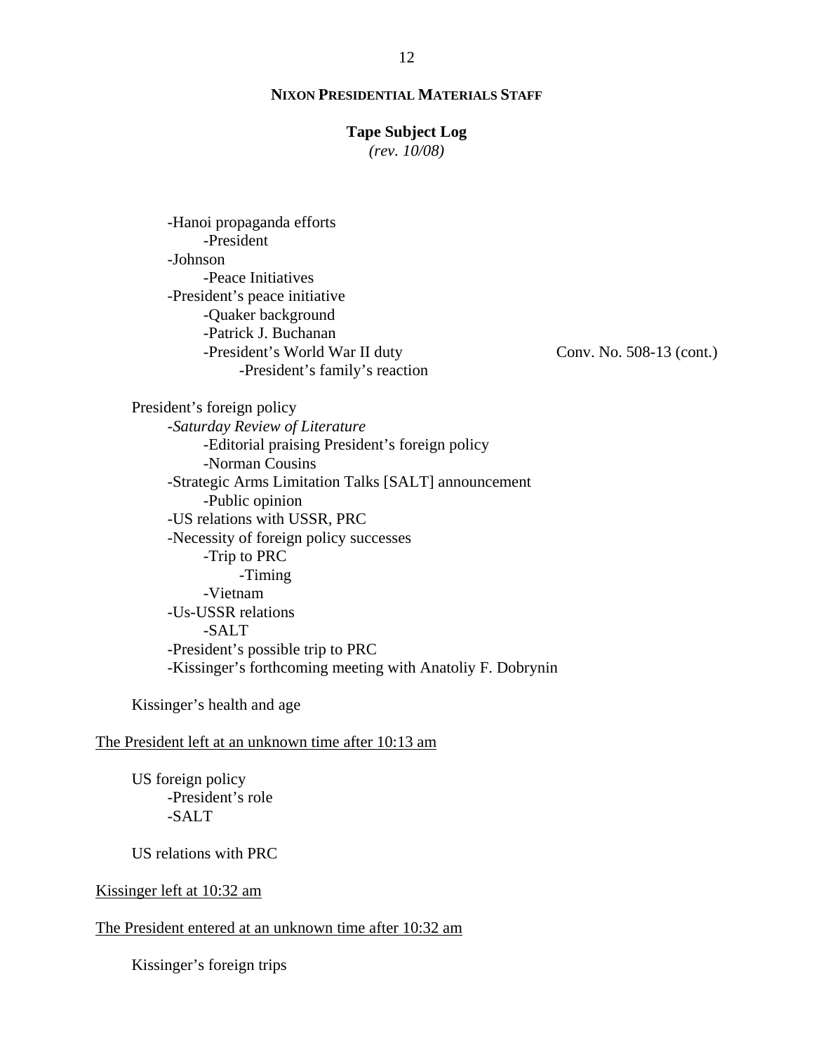**NIXON PRESIDENTIAL MATERIALS STAFF**

**Tape Subject Log**
*(rev. 10/08)*

- -Hanoi propaganda efforts
    - -President
- -Johnson
    - -Peace Initiatives
- -President's peace initiative
    - -Quaker background
    - -Patrick J. Buchanan
    - -President's World War II duty — Conv. No. 508-13 (cont.)
        - -President's family's reaction

President's foreign policy

- -*Saturday Review of Literature*
    - -Editorial praising President's foreign policy
    - -Norman Cousins
- -Strategic Arms Limitation Talks [SALT] announcement
    - -Public opinion
- -US relations with USSR, PRC
- -Necessity of foreign policy successes
    - -Trip to PRC
        - -Timing
    - -Vietnam
- -Us-USSR relations
    - -SALT
- -President's possible trip to PRC
- -Kissinger's forthcoming meeting with Anatoliy F. Dobrynin

Kissinger's health and age

<u>The President left at an unknown time after 10:13 am</u>

US foreign policy

- -President's role
- -SALT

US relations with PRC

<u>Kissinger left at 10:32 am</u>

<u>The President entered at an unknown time after 10:32 am</u>

Kissinger's foreign trips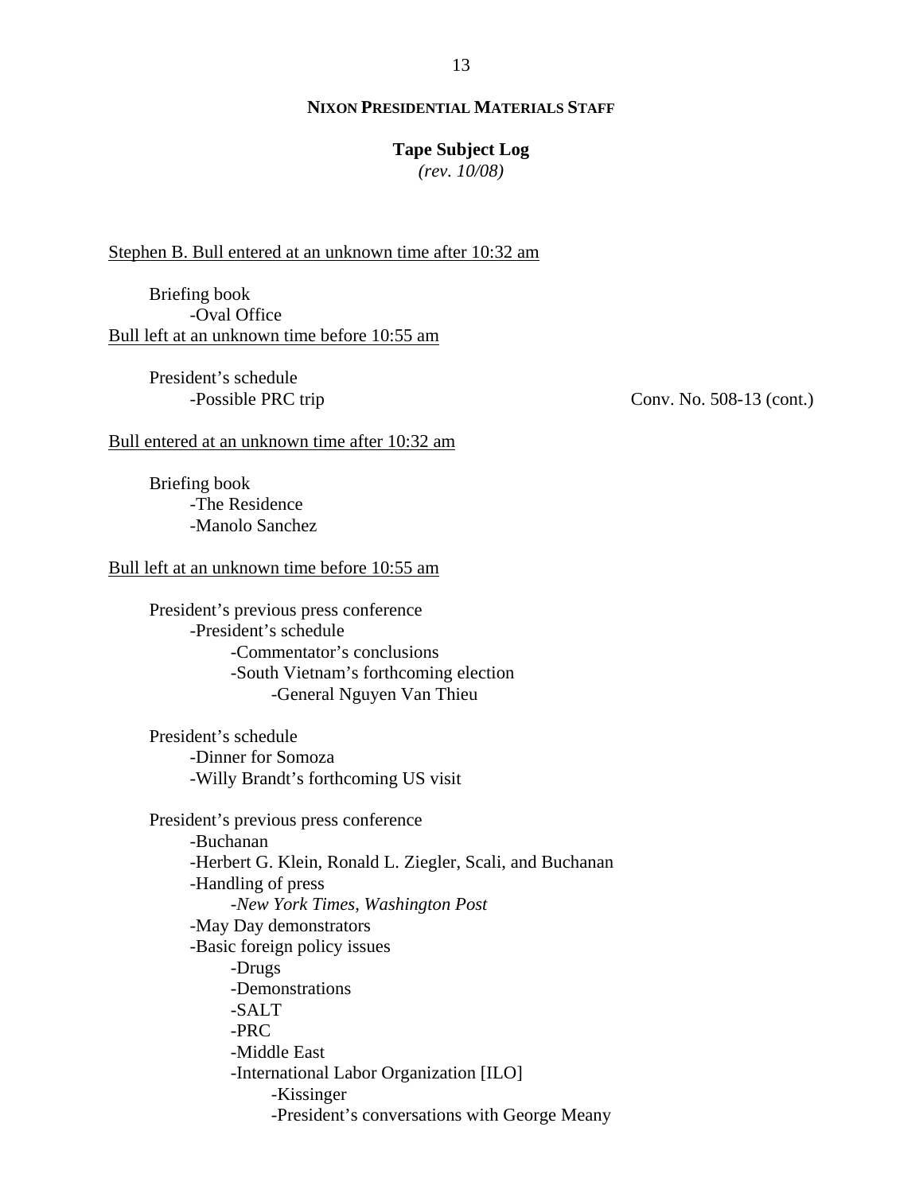**NIXON PRESIDENTIAL MATERIALS STAFF**

**Tape Subject Log**
*(rev. 10/08)*

Stephen B. Bull entered at an unknown time after 10:32 am

Briefing book
- -Oval Office

Bull left at an unknown time before 10:55 am

President's schedule
- -Possible PRC trip

Conv. No. 508-13 (cont.)

Bull entered at an unknown time after 10:32 am

Briefing book
- -The Residence
- -Manolo Sanchez

Bull left at an unknown time before 10:55 am

President's previous press conference
- -President's schedule
    - -Commentator's conclusions
    - -South Vietnam's forthcoming election
        - -General Nguyen Van Thieu

President's schedule
- -Dinner for Somoza
- -Willy Brandt's forthcoming US visit

President's previous press conference
- -Buchanan
- -Herbert G. Klein, Ronald L. Ziegler, Scali, and Buchanan
- -Handling of press
    - -*New York Times*, *Washington Post*
- -May Day demonstrators
- -Basic foreign policy issues
    - -Drugs
    - -Demonstrations
    - -SALT
    - -PRC
    - -Middle East
    - -International Labor Organization [ILO]
        - -Kissinger
        - -President's conversations with George Meany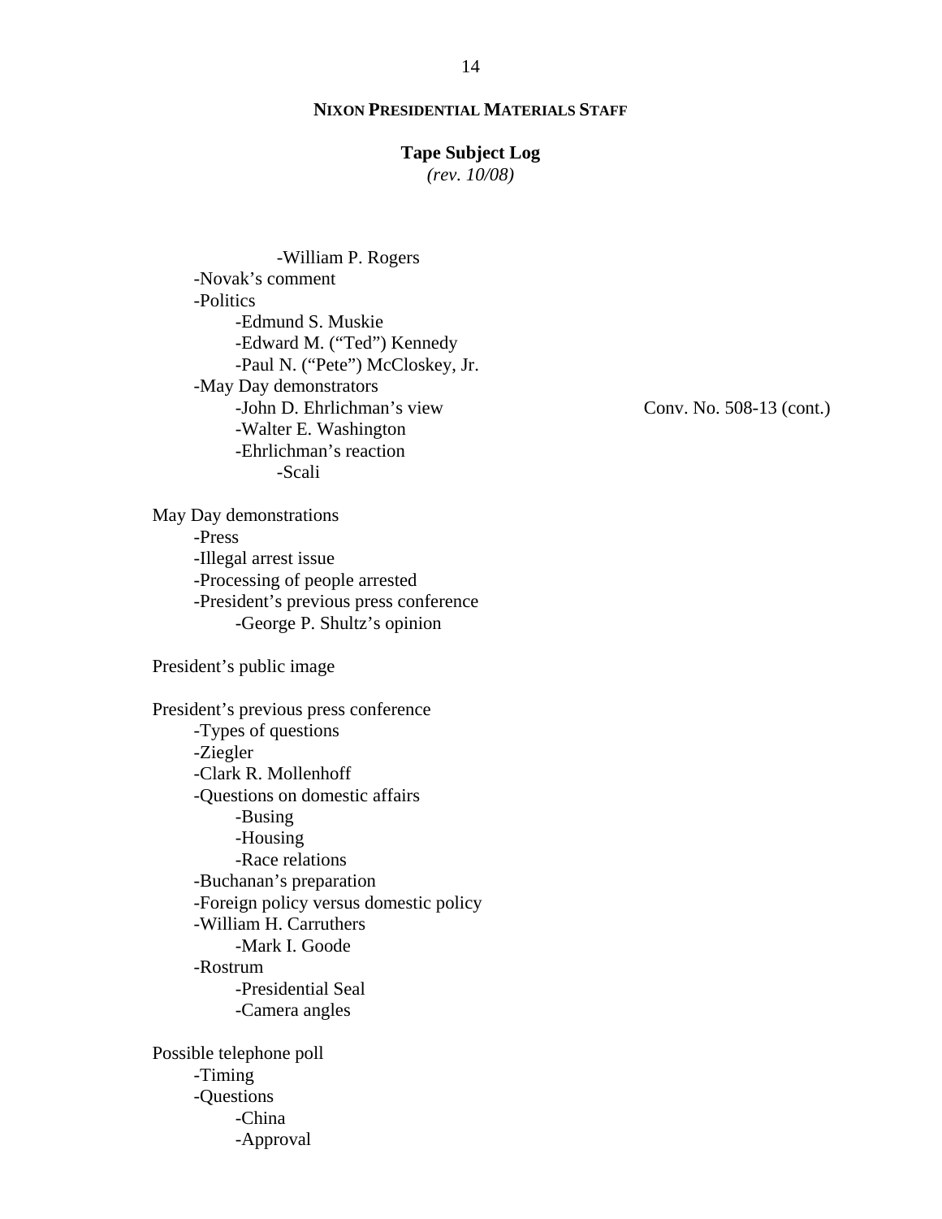**NIXON PRESIDENTIAL MATERIALS STAFF**

**Tape Subject Log**
*(rev. 10/08)*

- -William P. Rogers
- -Novak's comment
- -Politics
  - -Edmund S. Muskie
  - -Edward M. ("Ted") Kennedy
  - -Paul N. ("Pete") McCloskey, Jr.
- -May Day demonstrators
  - -John D. Ehrlichman's view — Conv. No. 508-13 (cont.)
  - -Walter E. Washington
  - -Ehrlichman's reaction
    - -Scali

May Day demonstrations
- -Press
- -Illegal arrest issue
- -Processing of people arrested
- -President's previous press conference
  - -George P. Shultz's opinion

President's public image

President's previous press conference
- -Types of questions
- -Ziegler
- -Clark R. Mollenhoff
- -Questions on domestic affairs
  - -Busing
  - -Housing
  - -Race relations
- -Buchanan's preparation
- -Foreign policy versus domestic policy
- -William H. Carruthers
  - -Mark I. Goode
- -Rostrum
  - -Presidential Seal
  - -Camera angles

Possible telephone poll
- -Timing
- -Questions
  - -China
  - -Approval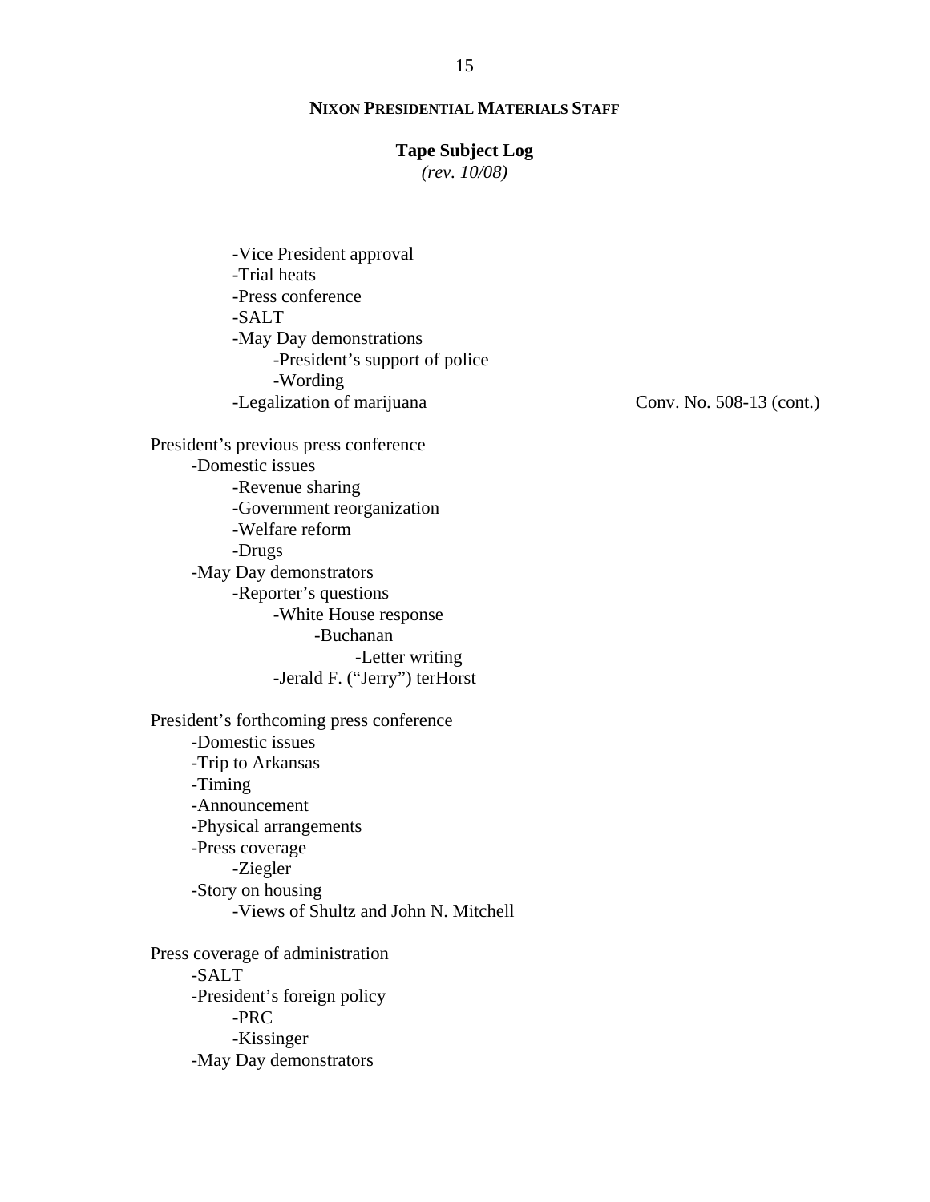**NIXON PRESIDENTIAL MATERIALS STAFF**

**Tape Subject Log**
*(rev. 10/08)*

- -Vice President approval
- -Trial heats
- -Press conference
- -SALT
- -May Day demonstrations
    - -President's support of police
    - -Wording
- -Legalization of marijuana

Conv. No. 508-13 (cont.)

President's previous press conference

- -Domestic issues
    - -Revenue sharing
    - -Government reorganization
    - -Welfare reform
    - -Drugs
- -May Day demonstrators
    - -Reporter's questions
        - -White House response
            - -Buchanan
                - -Letter writing
        - -Jerald F. ("Jerry") terHorst

President's forthcoming press conference

- -Domestic issues
- -Trip to Arkansas
- -Timing
- -Announcement
- -Physical arrangements
- -Press coverage
    - -Ziegler
- -Story on housing
    - -Views of Shultz and John N. Mitchell

Press coverage of administration

- -SALT
- -President's foreign policy
    - -PRC
    - -Kissinger
- -May Day demonstrators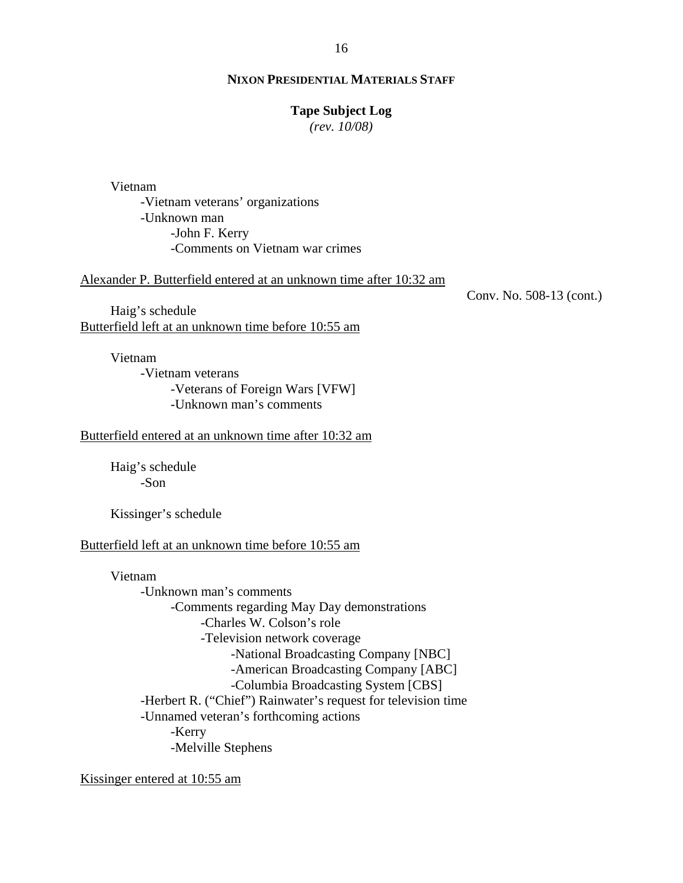Vietnam
- Vietnam veterans' organizations
- Unknown man
  - John F. Kerry
  - Comments on Vietnam war crimes

<u>Alexander P. Butterfield entered at an unknown time after 10:32 am</u>

Conv. No. 508-13 (cont.)

Haig's schedule

<u>Butterfield left at an unknown time before 10:55 am</u>

Vietnam
- Vietnam veterans
  - Veterans of Foreign Wars [VFW]
  - Unknown man's comments

<u>Butterfield entered at an unknown time after 10:32 am</u>

Haig's schedule
- Son

Kissinger's schedule

<u>Butterfield left at an unknown time before 10:55 am</u>

Vietnam
- Unknown man's comments
  - Comments regarding May Day demonstrations
    - Charles W. Colson's role
    - Television network coverage
      - National Broadcasting Company [NBC]
      - American Broadcasting Company [ABC]
      - Columbia Broadcasting System [CBS]
- Herbert R. ("Chief") Rainwater's request for television time
- Unnamed veteran's forthcoming actions
  - Kerry
  - Melville Stephens

<u>Kissinger entered at 10:55 am</u>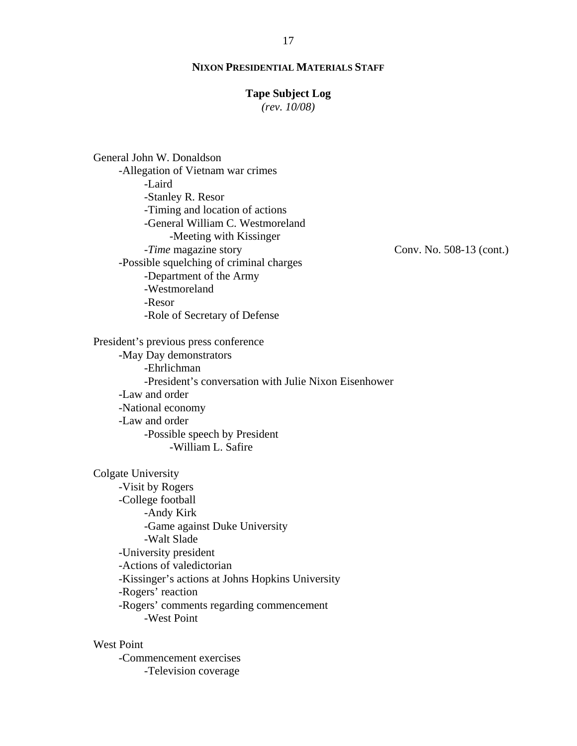General John W. Donaldson
- -Allegation of Vietnam war crimes
  - -Laird
  - -Stanley R. Resor
  - -Timing and location of actions
  - -General William C. Westmoreland
    - -Meeting with Kissinger
  - -*Time* magazine story — Conv. No. 508-13 (cont.)
- -Possible squelching of criminal charges
  - -Department of the Army
  - -Westmoreland
  - -Resor
  - -Role of Secretary of Defense

President's previous press conference
- -May Day demonstrators
  - -Ehrlichman
  - -President's conversation with Julie Nixon Eisenhower
- -Law and order
- -National economy
- -Law and order
  - -Possible speech by President
    - -William L. Safire

Colgate University
- -Visit by Rogers
- -College football
  - -Andy Kirk
  - -Game against Duke University
  - -Walt Slade
- -University president
- -Actions of valedictorian
- -Kissinger's actions at Johns Hopkins University
- -Rogers' reaction
- -Rogers' comments regarding commencement
  - -West Point

West Point
- -Commencement exercises
  - -Television coverage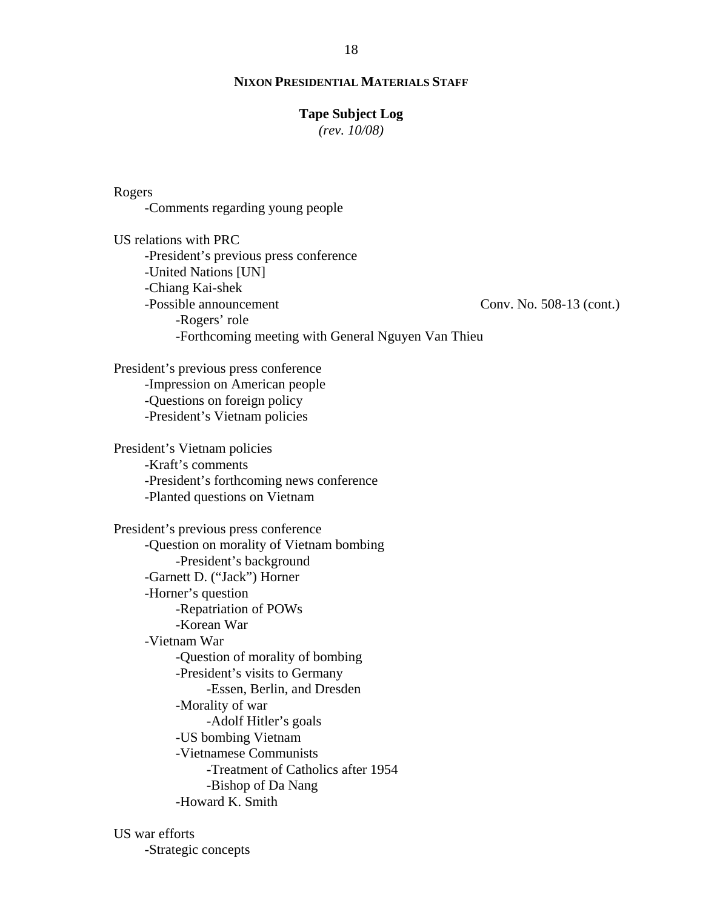**NIXON PRESIDENTIAL MATERIALS STAFF**

**Tape Subject Log**
*(rev. 10/08)*

Rogers
- Comments regarding young people

US relations with PRC
- President's previous press conference
- United Nations [UN]
- Chiang Kai-shek
- Possible announcement — Conv. No. 508-13 (cont.)
    - Rogers' role
    - Forthcoming meeting with General Nguyen Van Thieu

President's previous press conference
- Impression on American people
- Questions on foreign policy
- President's Vietnam policies

President's Vietnam policies
- Kraft's comments
- President's forthcoming news conference
- Planted questions on Vietnam

President's previous press conference
- Question on morality of Vietnam bombing
    - President's background
- Garnett D. ("Jack") Horner
- Horner's question
    - Repatriation of POWs
    - Korean War
- Vietnam War
    - Question of morality of bombing
    - President's visits to Germany
        - Essen, Berlin, and Dresden
    - Morality of war
        - Adolf Hitler's goals
    - US bombing Vietnam
    - Vietnamese Communists
        - Treatment of Catholics after 1954
        - Bishop of Da Nang
    - Howard K. Smith

US war efforts
- Strategic concepts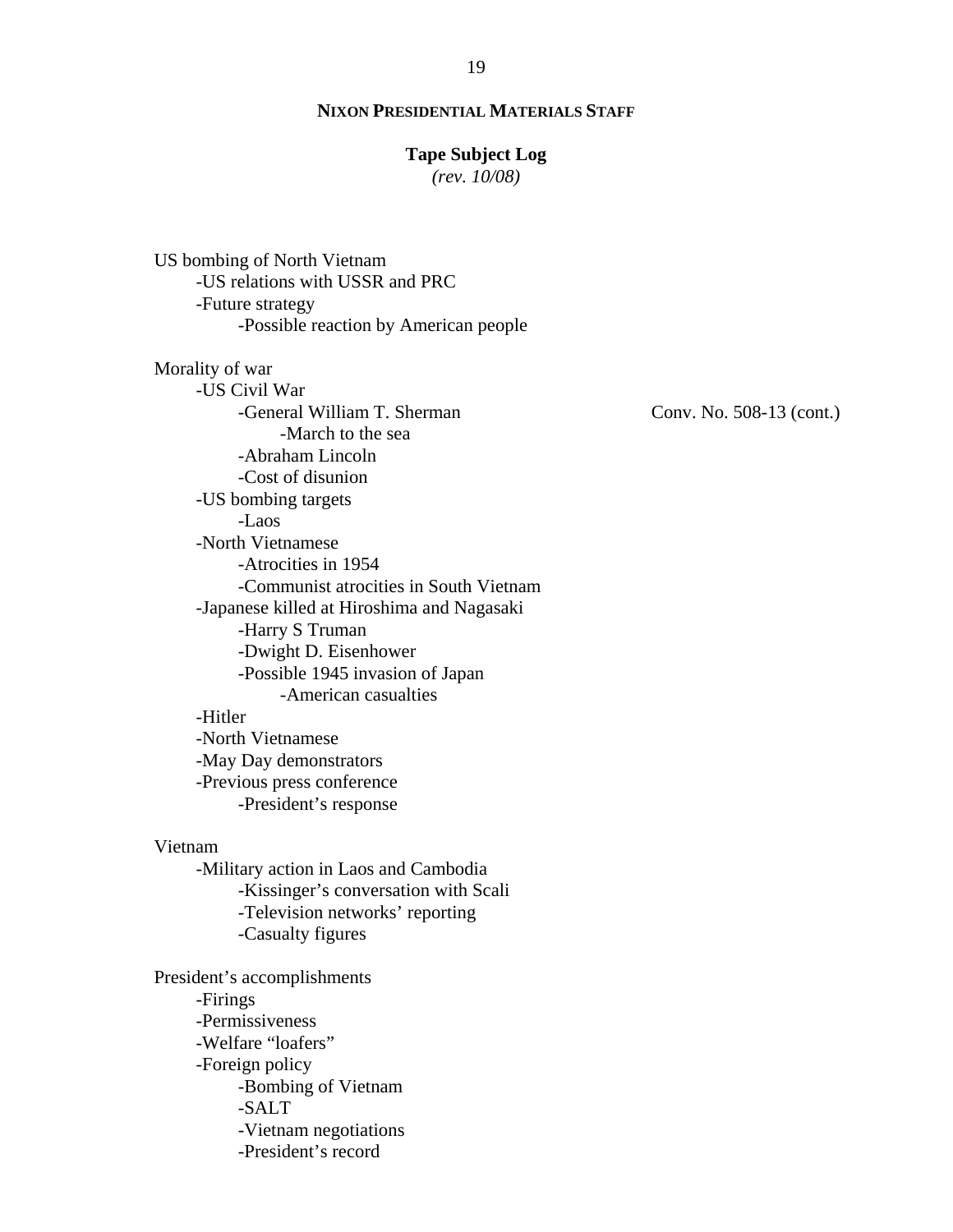**NIXON PRESIDENTIAL MATERIALS STAFF**

**Tape Subject Log**
*(rev. 10/08)*

US bombing of North Vietnam
- -US relations with USSR and PRC
- -Future strategy
  - -Possible reaction by American people

Morality of war
- -US Civil War
  - -General William T. Sherman — Conv. No. 508-13 (cont.)
    - -March to the sea
  - -Abraham Lincoln
  - -Cost of disunion
- -US bombing targets
  - -Laos
- -North Vietnamese
  - -Atrocities in 1954
  - -Communist atrocities in South Vietnam
- -Japanese killed at Hiroshima and Nagasaki
  - -Harry S Truman
  - -Dwight D. Eisenhower
  - -Possible 1945 invasion of Japan
    - -American casualties
- -Hitler
- -North Vietnamese
- -May Day demonstrators
- -Previous press conference
  - -President's response

Vietnam
- -Military action in Laos and Cambodia
  - -Kissinger's conversation with Scali
  - -Television networks' reporting
  - -Casualty figures

President's accomplishments
- -Firings
- -Permissiveness
- -Welfare "loafers"
- -Foreign policy
  - -Bombing of Vietnam
  - -SALT
  - -Vietnam negotiations
  - -President's record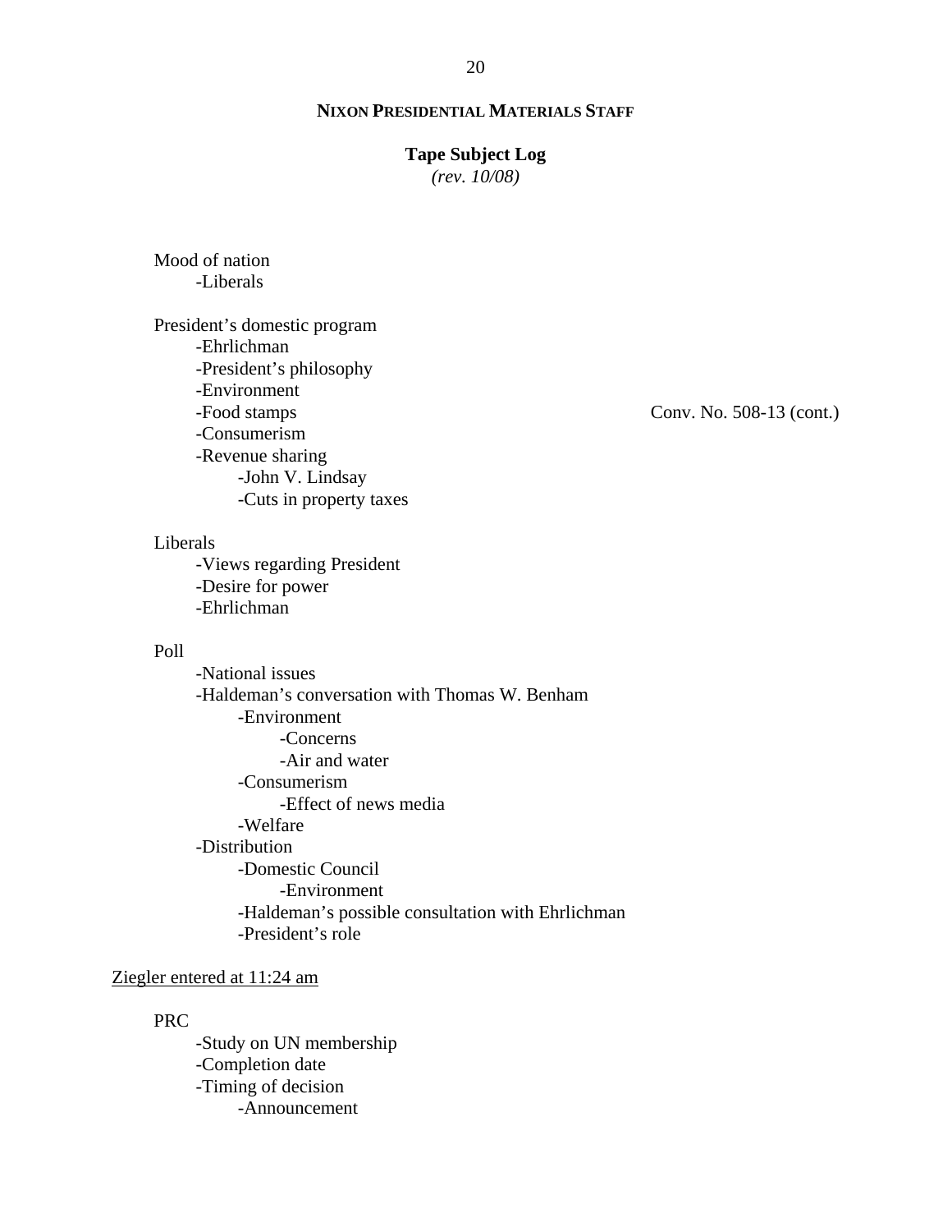Mood of nation
- Liberals

President's domestic program
- Ehrlichman
- President's philosophy
- Environment
- Food stamps
- Consumerism
- Revenue sharing
    - John V. Lindsay
    - Cuts in property taxes

Conv. No. 508-13 (cont.)

Liberals
- Views regarding President
- Desire for power
- Ehrlichman

Poll
- National issues
- Haldeman's conversation with Thomas W. Benham
    - Environment
        - Concerns
        - Air and water
    - Consumerism
        - Effect of news media
    - Welfare
- Distribution
    - Domestic Council
        - Environment
    - Haldeman's possible consultation with Ehrlichman
    - President's role

Ziegler entered at 11:24 am

PRC
- Study on UN membership
- Completion date
- Timing of decision
    - Announcement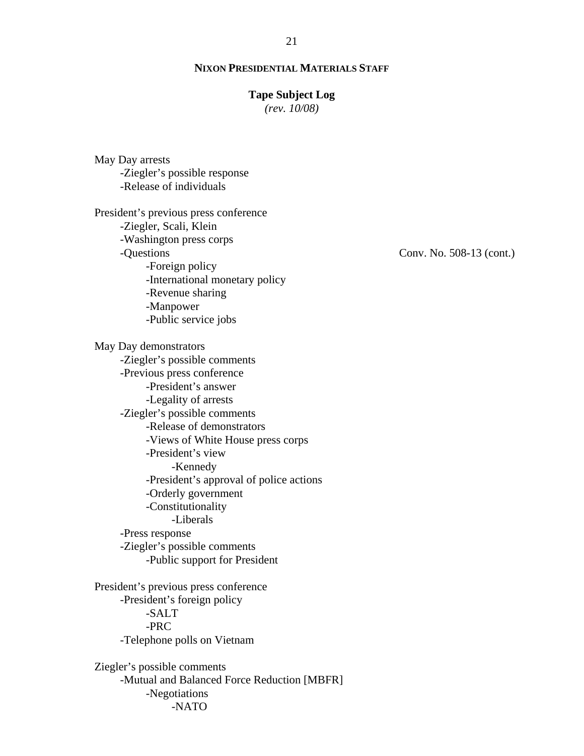**NIXON PRESIDENTIAL MATERIALS STAFF**

**Tape Subject Log**
*(rev. 10/08)*

May Day arrests
- -Ziegler's possible response
- -Release of individuals

President's previous press conference
- -Ziegler, Scali, Klein
- -Washington press corps
- -Questions — Conv. No. 508-13 (cont.)
    - -Foreign policy
    - -International monetary policy
    - -Revenue sharing
    - -Manpower
    - -Public service jobs

May Day demonstrators
- -Ziegler's possible comments
- -Previous press conference
    - -President's answer
    - -Legality of arrests
- -Ziegler's possible comments
    - -Release of demonstrators
    - -Views of White House press corps
    - -President's view
        - -Kennedy
    - -President's approval of police actions
    - -Orderly government
    - -Constitutionality
        - -Liberals
- -Press response
- -Ziegler's possible comments
    - -Public support for President

President's previous press conference
- -President's foreign policy
    - -SALT
    - -PRC
- -Telephone polls on Vietnam

Ziegler's possible comments
- -Mutual and Balanced Force Reduction [MBFR]
    - -Negotiations
        - -NATO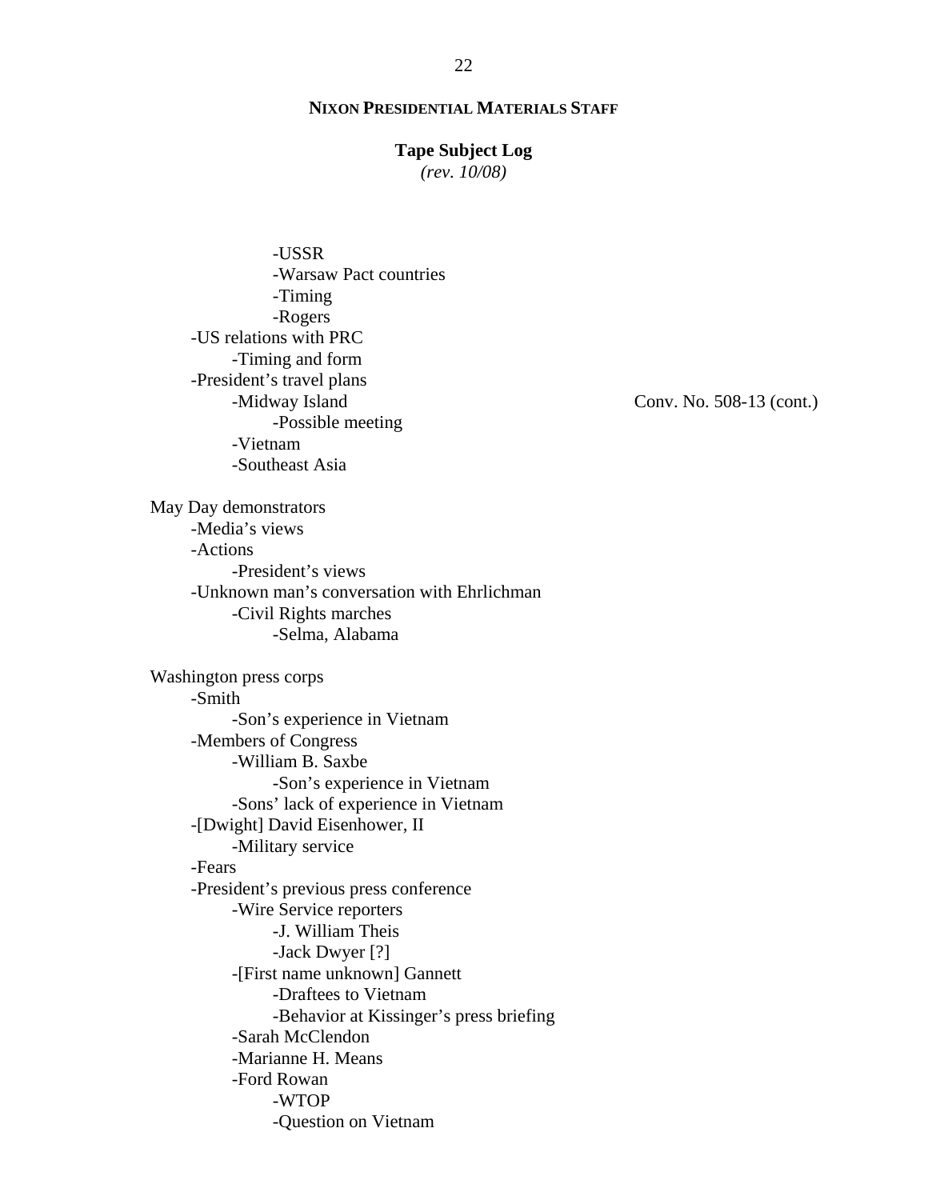**NIXON PRESIDENTIAL MATERIALS STAFF**

**Tape Subject Log**
*(rev. 10/08)*

Conv. No. 508-13 (cont.)

- -USSR
- -Warsaw Pact countries
- -Timing
- -Rogers

-US relations with PRC
- -Timing and form

-President's travel plans
- -Midway Island
  - -Possible meeting
- -Vietnam
- -Southeast Asia

May Day demonstrators
- -Media's views
- -Actions
  - -President's views
- -Unknown man's conversation with Ehrlichman
  - -Civil Rights marches
    - -Selma, Alabama

Washington press corps
- -Smith
  - -Son's experience in Vietnam
- -Members of Congress
  - -William B. Saxbe
    - -Son's experience in Vietnam
  - -Sons' lack of experience in Vietnam
- -[Dwight] David Eisenhower, II
  - -Military service
- -Fears
- -President's previous press conference
  - -Wire Service reporters
    - -J. William Theis
    - -Jack Dwyer [?]
  - -[First name unknown] Gannett
    - -Draftees to Vietnam
    - -Behavior at Kissinger's press briefing
  - -Sarah McClendon
  - -Marianne H. Means
  - -Ford Rowan
    - -WTOP
    - -Question on Vietnam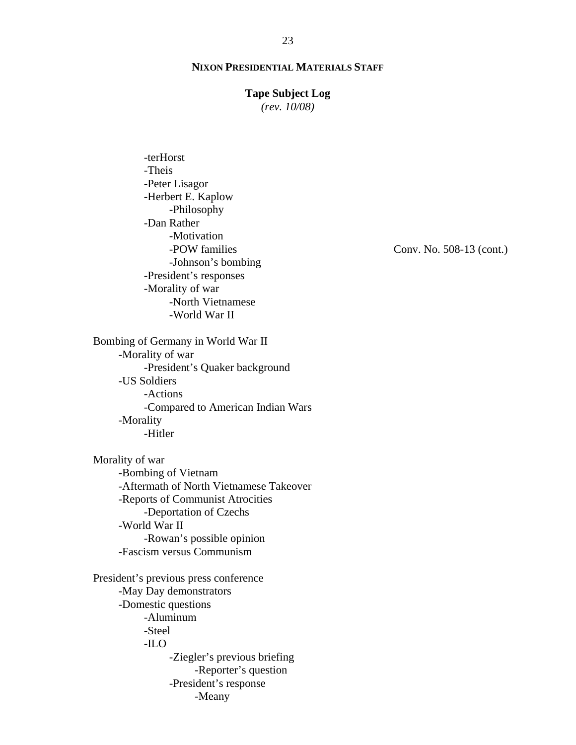-terHorst
-Theis
-Peter Lisagor
-Herbert E. Kaplow
    -Philosophy
-Dan Rather
    -Motivation
    -POW families
    -Johnson's bombing
-President's responses
-Morality of war
    -North Vietnamese
    -World War II

Conv. No. 508-13 (cont.)

Bombing of Germany in World War II
- -Morality of war
    - -President's Quaker background
- -US Soldiers
    - -Actions
    - -Compared to American Indian Wars
- -Morality
    - -Hitler

Morality of war
- -Bombing of Vietnam
- -Aftermath of North Vietnamese Takeover
- -Reports of Communist Atrocities
    - -Deportation of Czechs
- -World War II
    - -Rowan's possible opinion
- -Fascism versus Communism

President's previous press conference
- -May Day demonstrators
- -Domestic questions
    - -Aluminum
    - -Steel
    - -ILO
        - -Ziegler's previous briefing
            - -Reporter's question
        - -President's response
            - -Meany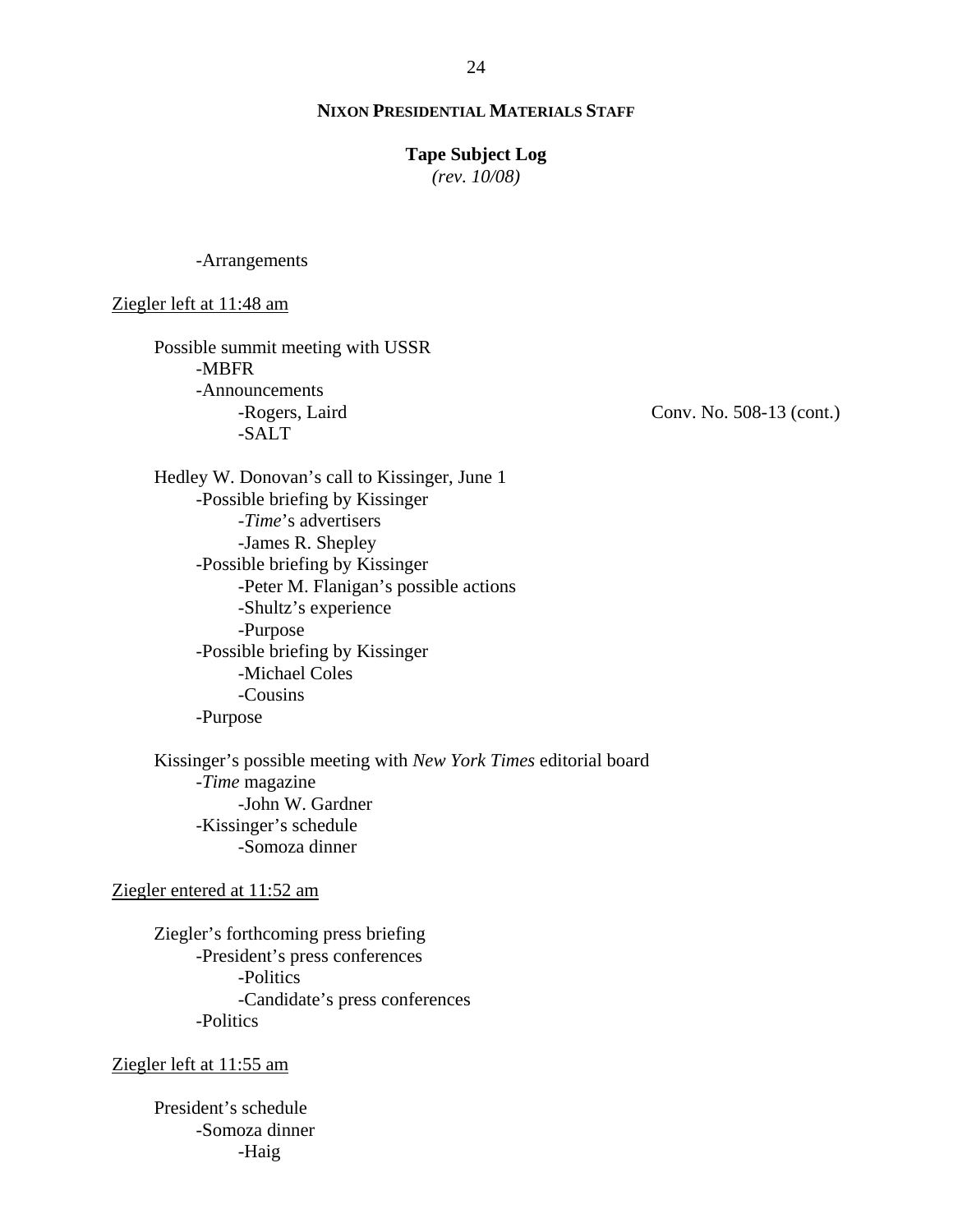-Arrangements

Ziegler left at 11:48 am

Possible summit meeting with USSR
- -MBFR
- -Announcements
  - -Rogers, Laird — Conv. No. 508-13 (cont.)
  - -SALT

Hedley W. Donovan's call to Kissinger, June 1
- -Possible briefing by Kissinger
  - -*Time*'s advertisers
  - -James R. Shepley
- -Possible briefing by Kissinger
  - -Peter M. Flanigan's possible actions
  - -Shultz's experience
  - -Purpose
- -Possible briefing by Kissinger
  - -Michael Coles
  - -Cousins
- -Purpose

Kissinger's possible meeting with *New York Times* editorial board
- -*Time* magazine
  - -John W. Gardner
- -Kissinger's schedule
  - -Somoza dinner

Ziegler entered at 11:52 am

Ziegler's forthcoming press briefing
- -President's press conferences
  - -Politics
  - -Candidate's press conferences
- -Politics

Ziegler left at 11:55 am

President's schedule
- -Somoza dinner
  - -Haig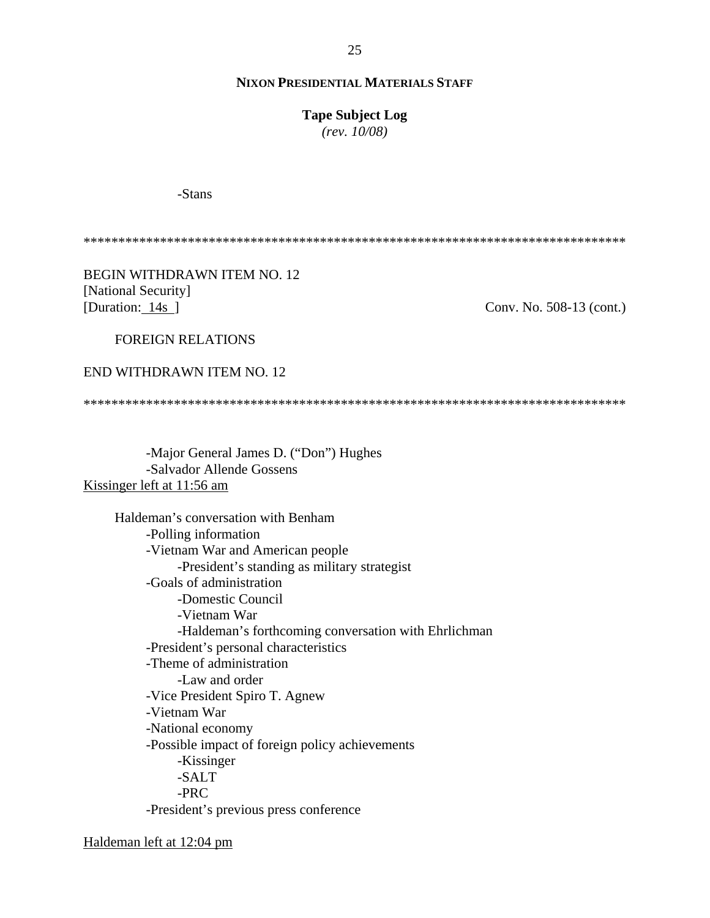-Stans

******************************************************************************

BEGIN WITHDRAWN ITEM NO. 12
[National Security]
[Duration: 14s ] Conv. No. 508-13 (cont.)

FOREIGN RELATIONS

END WITHDRAWN ITEM NO. 12

******************************************************************************

-Major General James D. ("Don") Hughes
-Salvador Allende Gossens

Kissinger left at 11:56 am

Haldeman's conversation with Benham
- Polling information
- Vietnam War and American people
  - President's standing as military strategist
- Goals of administration
  - Domestic Council
  - Vietnam War
  - Haldeman's forthcoming conversation with Ehrlichman
- President's personal characteristics
- Theme of administration
  - Law and order
- Vice President Spiro T. Agnew
- Vietnam War
- National economy
- Possible impact of foreign policy achievements
  - Kissinger
  - SALT
  - PRC
- President's previous press conference

Haldeman left at 12:04 pm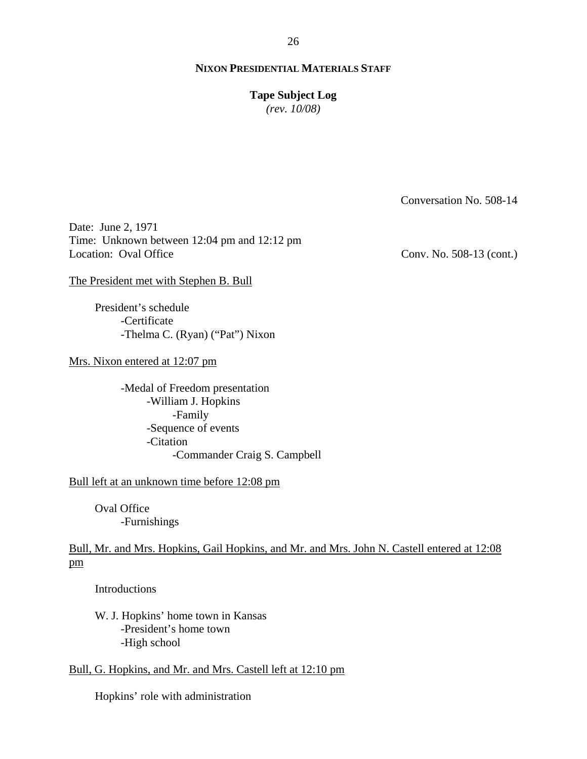**NIXON PRESIDENTIAL MATERIALS STAFF**

**Tape Subject Log**
*(rev. 10/08)*

Conversation No. 508-14

Date: June 2, 1971
Time: Unknown between 12:04 pm and 12:12 pm
Location: Oval Office

Conv. No. 508-13 (cont.)

<u>The President met with Stephen B. Bull</u>

- President's schedule
  - -Certificate
  - -Thelma C. (Ryan) ("Pat") Nixon

<u>Mrs. Nixon entered at 12:07 pm</u>

- -Medal of Freedom presentation
  - -William J. Hopkins
    - -Family
  - -Sequence of events
  - -Citation
    - -Commander Craig S. Campbell

<u>Bull left at an unknown time before 12:08 pm</u>

- Oval Office
  - -Furnishings

<u>Bull, Mr. and Mrs. Hopkins, Gail Hopkins, and Mr. and Mrs. John N. Castell entered at 12:08 pm</u>

- Introductions

- W. J. Hopkins' home town in Kansas
  - -President's home town
  - -High school

<u>Bull, G. Hopkins, and Mr. and Mrs. Castell left at 12:10 pm</u>

- Hopkins' role with administration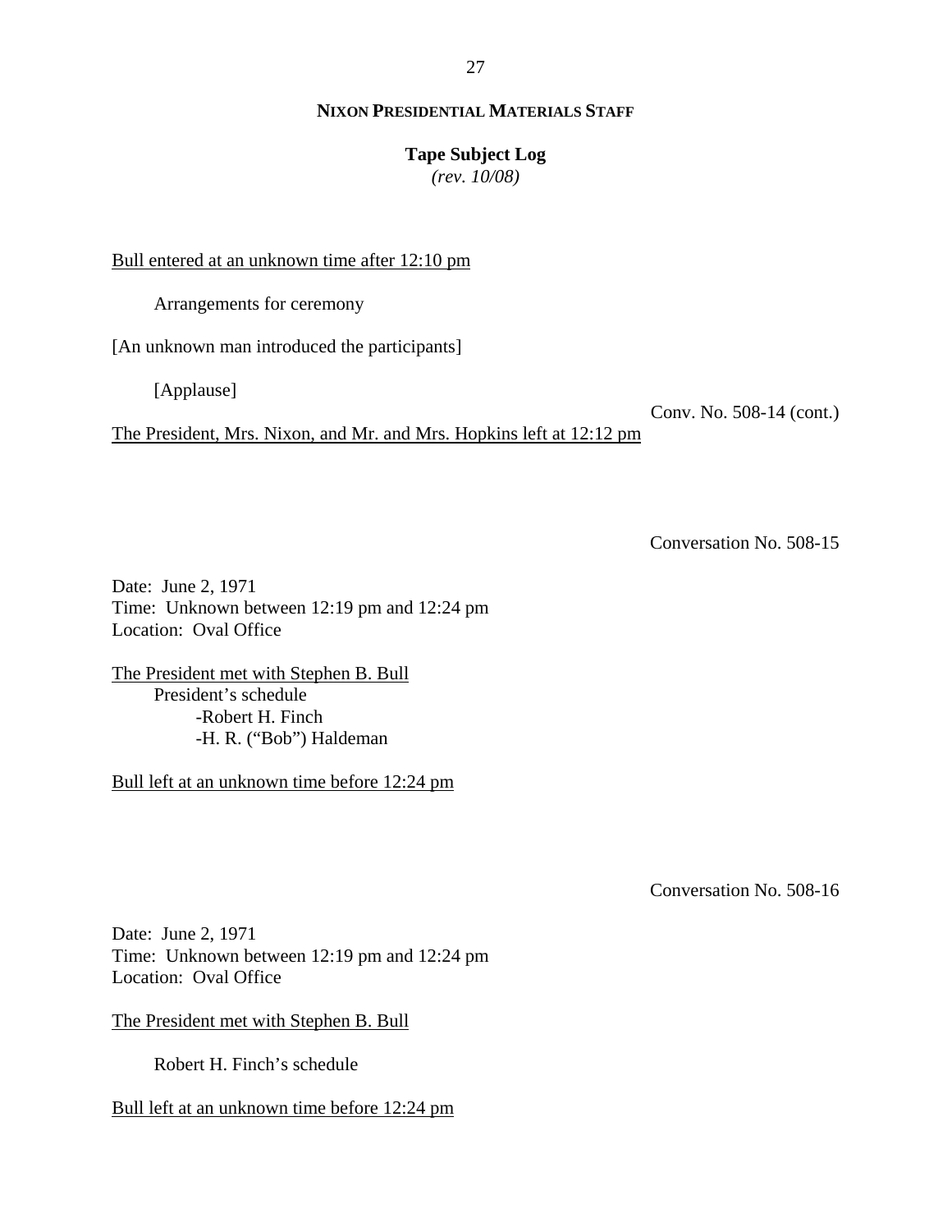<u>Bull entered at an unknown time after 12:10 pm</u>

Arrangements for ceremony

[An unknown man introduced the participants]

[Applause]

Conv. No. 508-14 (cont.)

<u>The President, Mrs. Nixon, and Mr. and Mrs. Hopkins left at 12:12 pm</u>

Conversation No. 508-15

Date: June 2, 1971
Time: Unknown between 12:19 pm and 12:24 pm
Location: Oval Office

<u>The President met with Stephen B. Bull</u>

President's schedule
- Robert H. Finch
- H. R. ("Bob") Haldeman

<u>Bull left at an unknown time before 12:24 pm</u>

Conversation No. 508-16

Date: June 2, 1971
Time: Unknown between 12:19 pm and 12:24 pm
Location: Oval Office

<u>The President met with Stephen B. Bull</u>

Robert H. Finch's schedule

<u>Bull left at an unknown time before 12:24 pm</u>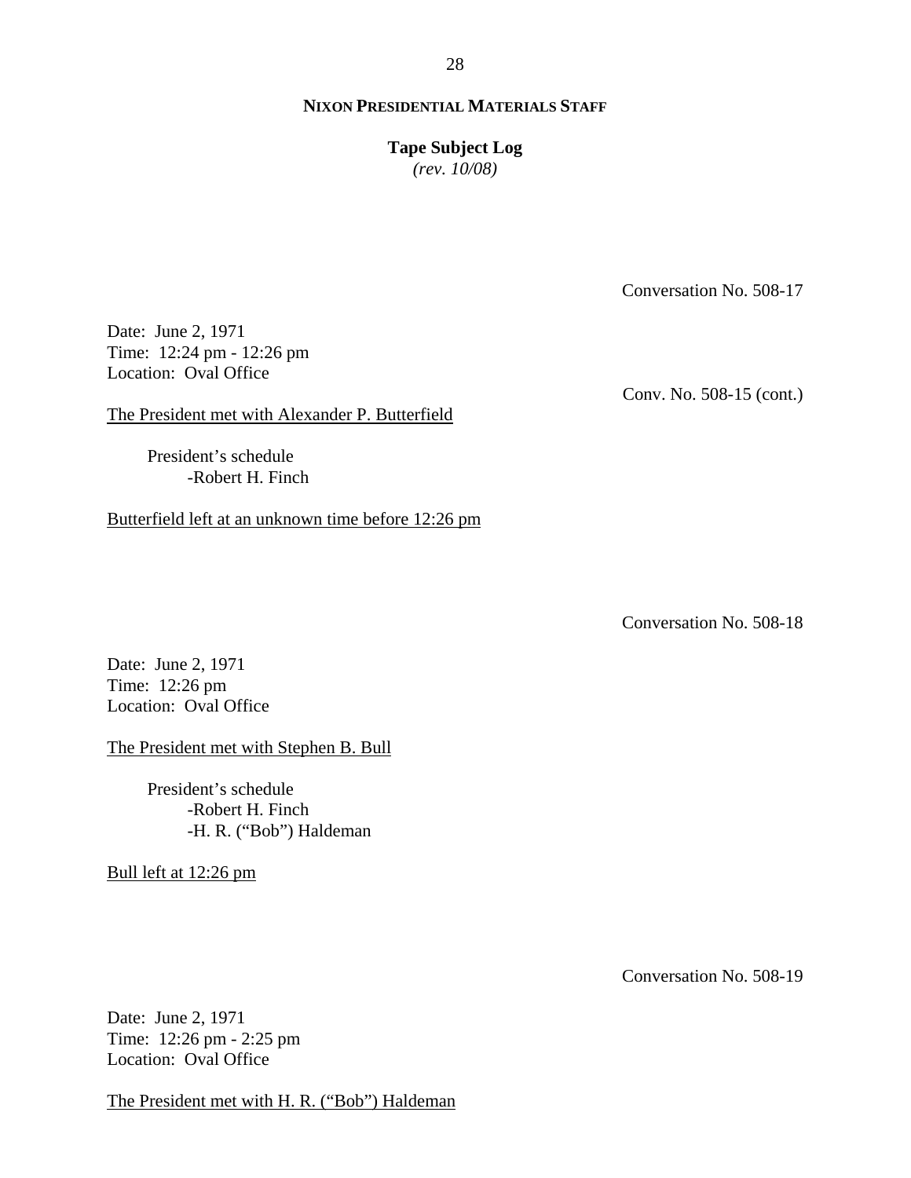Conversation No. 508-17

Date: June 2, 1971
Time: 12:24 pm - 12:26 pm
Location: Oval Office

Conv. No. 508-15 (cont.)

The President met with Alexander P. Butterfield

- President's schedule
    - -Robert H. Finch

Butterfield left at an unknown time before 12:26 pm

Conversation No. 508-18

Date: June 2, 1971
Time: 12:26 pm
Location: Oval Office

The President met with Stephen B. Bull

- President's schedule
    - -Robert H. Finch
    - -H. R. ("Bob") Haldeman

Bull left at 12:26 pm

Conversation No. 508-19

Date: June 2, 1971
Time: 12:26 pm - 2:25 pm
Location: Oval Office

The President met with H. R. ("Bob") Haldeman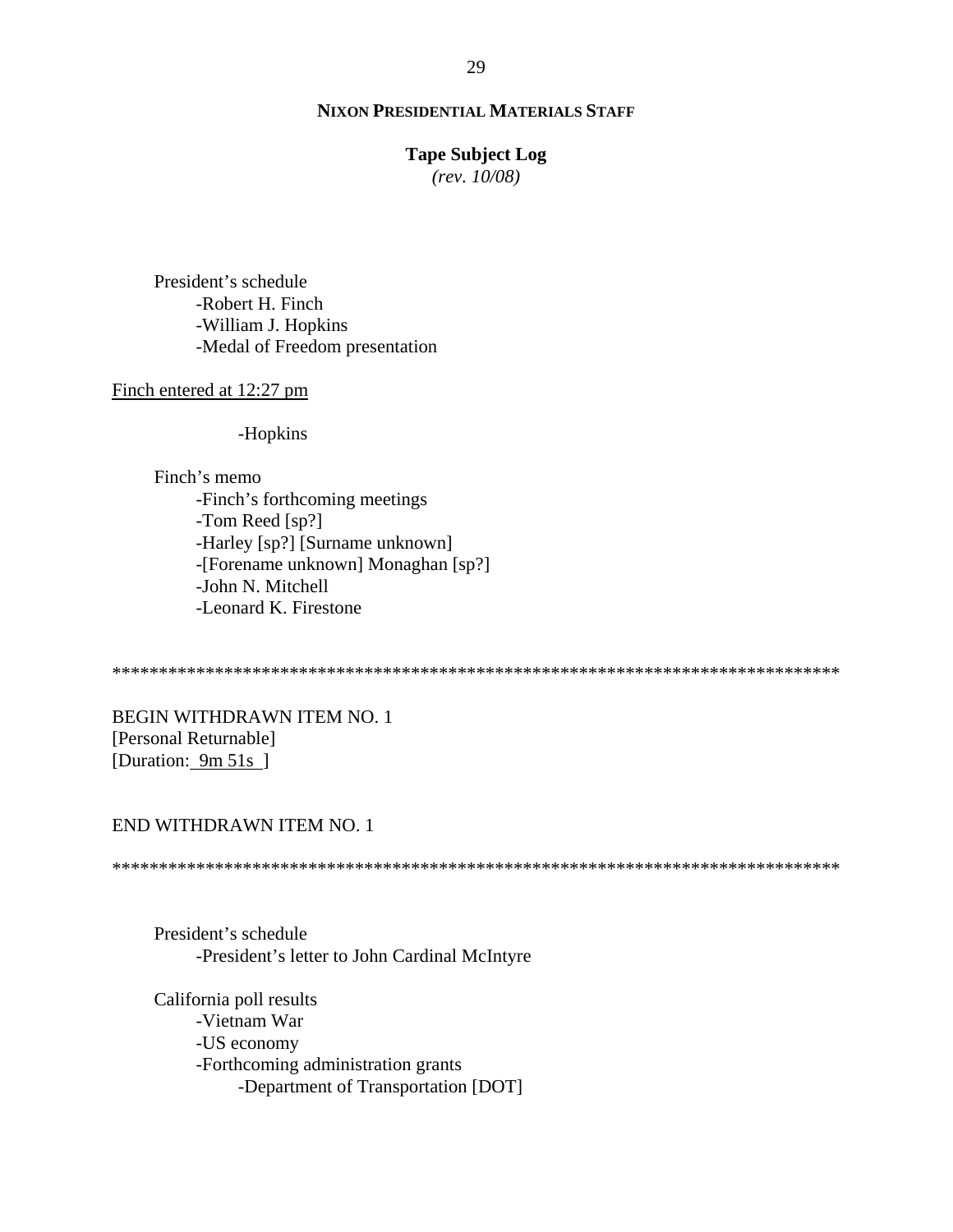President's schedule
- Robert H. Finch
- William J. Hopkins
- Medal of Freedom presentation

Finch entered at 12:27 pm

- Hopkins

Finch's memo
- Finch's forthcoming meetings
- Tom Reed [sp?]
- Harley [sp?] [Surname unknown]
- [Forename unknown] Monaghan [sp?]
- John N. Mitchell
- Leonard K. Firestone

********************************************************************************

BEGIN WITHDRAWN ITEM NO. 1
[Personal Returnable]
[Duration: 9m 51s ]

END WITHDRAWN ITEM NO. 1

********************************************************************************

President's schedule
- President's letter to John Cardinal McIntyre

California poll results
- Vietnam War
- US economy
- Forthcoming administration grants
  - Department of Transportation [DOT]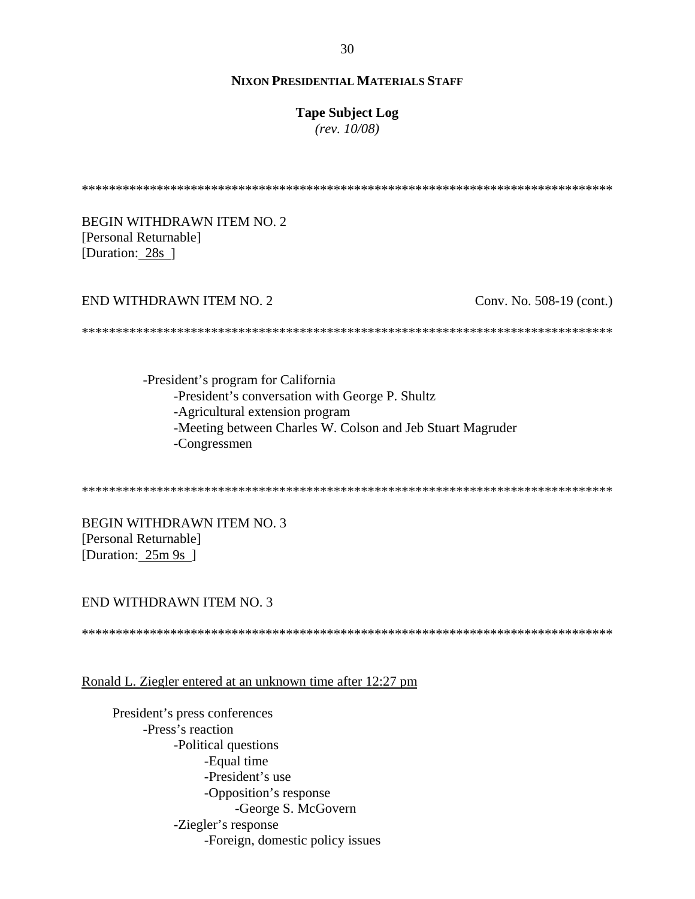******************************************************************************

BEGIN WITHDRAWN ITEM NO. 2
[Personal Returnable]
[Duration: 28s ]

END WITHDRAWN ITEM NO. 2 Conv. No. 508-19 (cont.)

******************************************************************************

- -President's program for California
  - -President's conversation with George P. Shultz
  - -Agricultural extension program
  - -Meeting between Charles W. Colson and Jeb Stuart Magruder
  - -Congressmen

******************************************************************************

BEGIN WITHDRAWN ITEM NO. 3
[Personal Returnable]
[Duration: 25m 9s ]

END WITHDRAWN ITEM NO. 3

******************************************************************************

Ronald L. Ziegler entered at an unknown time after 12:27 pm

- President's press conferences
  - -Press's reaction
    - -Political questions
      - -Equal time
      - -President's use
      - -Opposition's response
        - -George S. McGovern
    - -Ziegler's response
      - -Foreign, domestic policy issues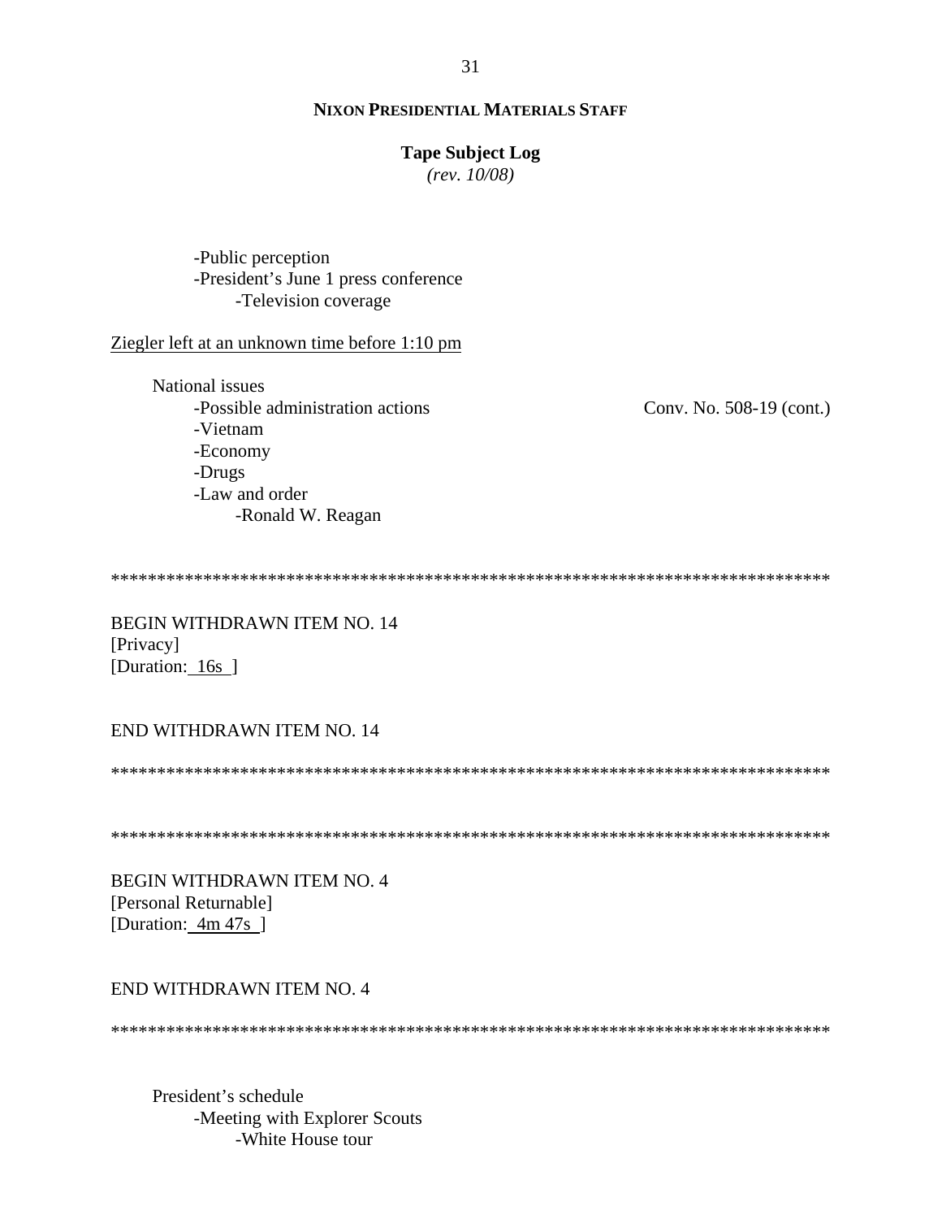-Public perception
-President's June 1 press conference
    -Television coverage

<u>Ziegler left at an unknown time before 1:10 pm</u>

National issues
-Possible administration actions — Conv. No. 508-19 (cont.)
-Vietnam
-Economy
-Drugs
-Law and order
    -Ronald W. Reagan

*******************************************************************************

BEGIN WITHDRAWN ITEM NO. 14
[Privacy]
[Duration: 16s ]

END WITHDRAWN ITEM NO. 14

*******************************************************************************

*******************************************************************************

BEGIN WITHDRAWN ITEM NO. 4
[Personal Returnable]
[Duration: 4m 47s ]

END WITHDRAWN ITEM NO. 4

*******************************************************************************

President's schedule
-Meeting with Explorer Scouts
    -White House tour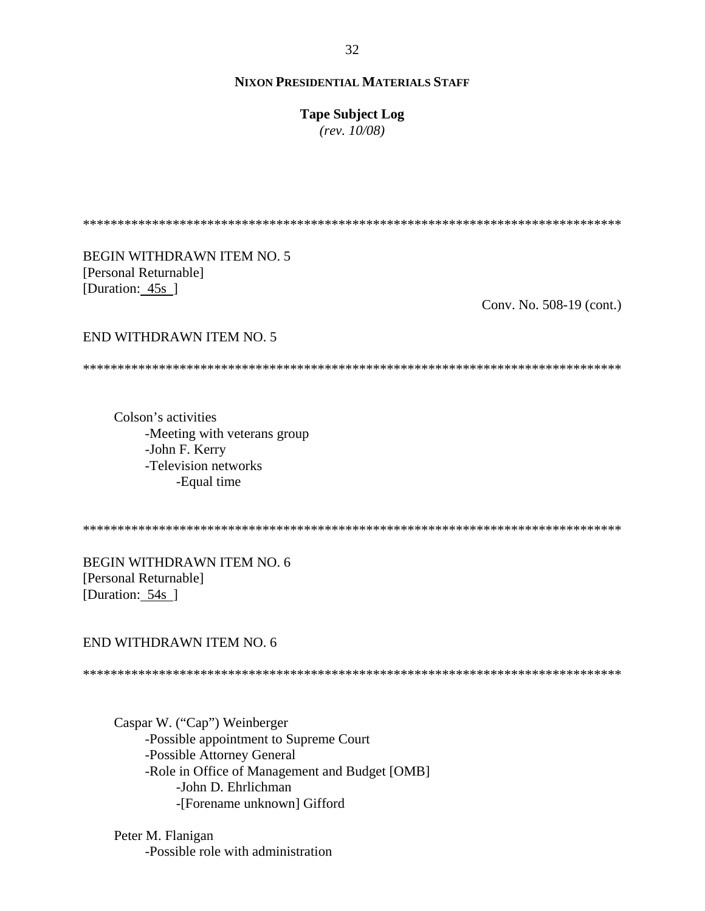*******************************************************************************

BEGIN WITHDRAWN ITEM NO. 5
[Personal Returnable]
[Duration: 45s ]

Conv. No. 508-19 (cont.)

END WITHDRAWN ITEM NO. 5

*******************************************************************************

Colson's activities
- -Meeting with veterans group
- -John F. Kerry
- -Television networks
    - -Equal time

*******************************************************************************

BEGIN WITHDRAWN ITEM NO. 6
[Personal Returnable]
[Duration: 54s ]

END WITHDRAWN ITEM NO. 6

*******************************************************************************

Caspar W. ("Cap") Weinberger
- -Possible appointment to Supreme Court
- -Possible Attorney General
- -Role in Office of Management and Budget [OMB]
    - -John D. Ehrlichman
    - -[Forename unknown] Gifford

Peter M. Flanigan
- -Possible role with administration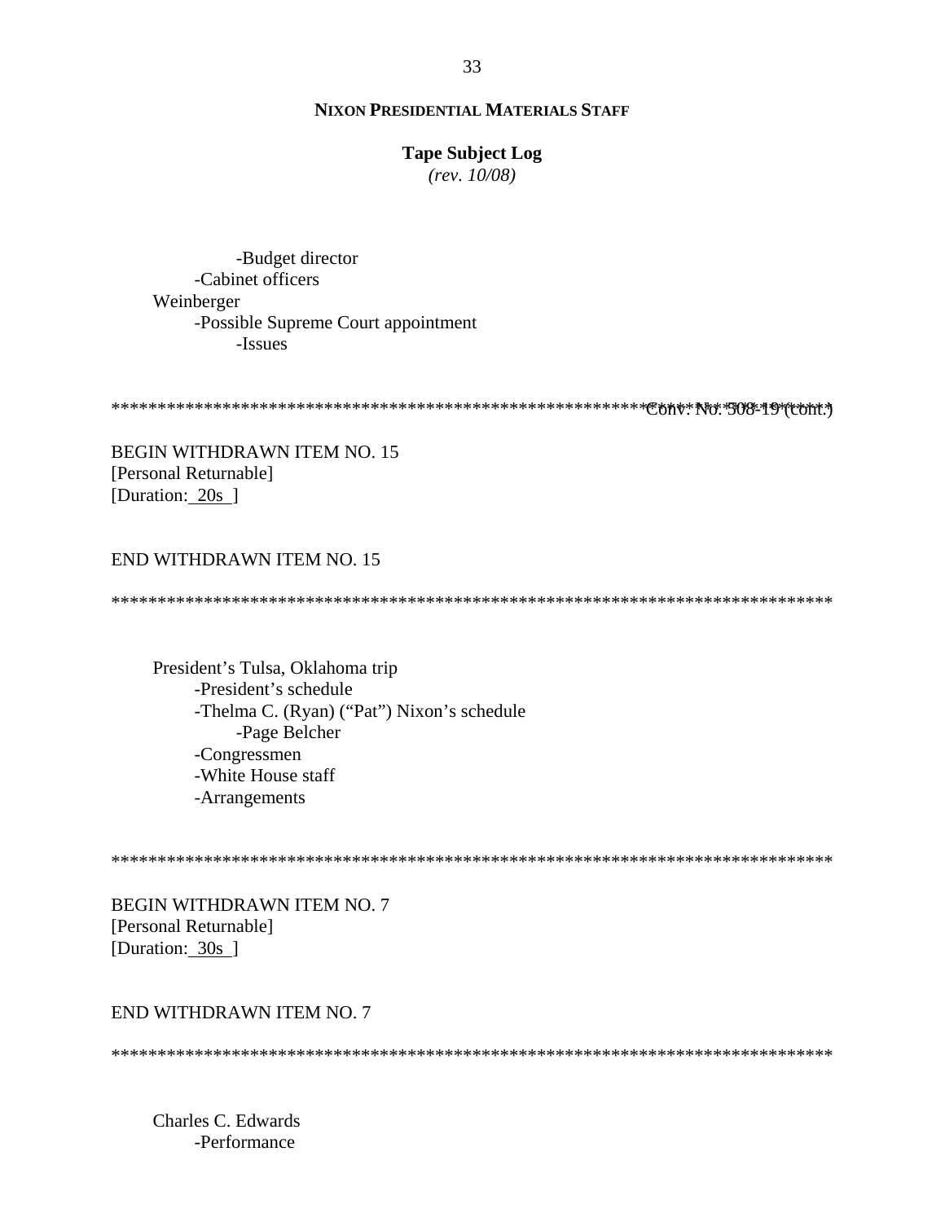-Budget director
-Cabinet officers

Weinberger
-Possible Supreme Court appointment
-Issues

*************************************************************Conv. No. 508-19 (cont.)

BEGIN WITHDRAWN ITEM NO. 15
[Personal Returnable]
[Duration: 20s ]

END WITHDRAWN ITEM NO. 15

*****************************************************************************

President's Tulsa, Oklahoma trip
-President's schedule
-Thelma C. (Ryan) ("Pat") Nixon's schedule
-Page Belcher
-Congressmen
-White House staff
-Arrangements

*****************************************************************************

BEGIN WITHDRAWN ITEM NO. 7
[Personal Returnable]
[Duration: 30s ]

END WITHDRAWN ITEM NO. 7

*****************************************************************************

Charles C. Edwards
-Performance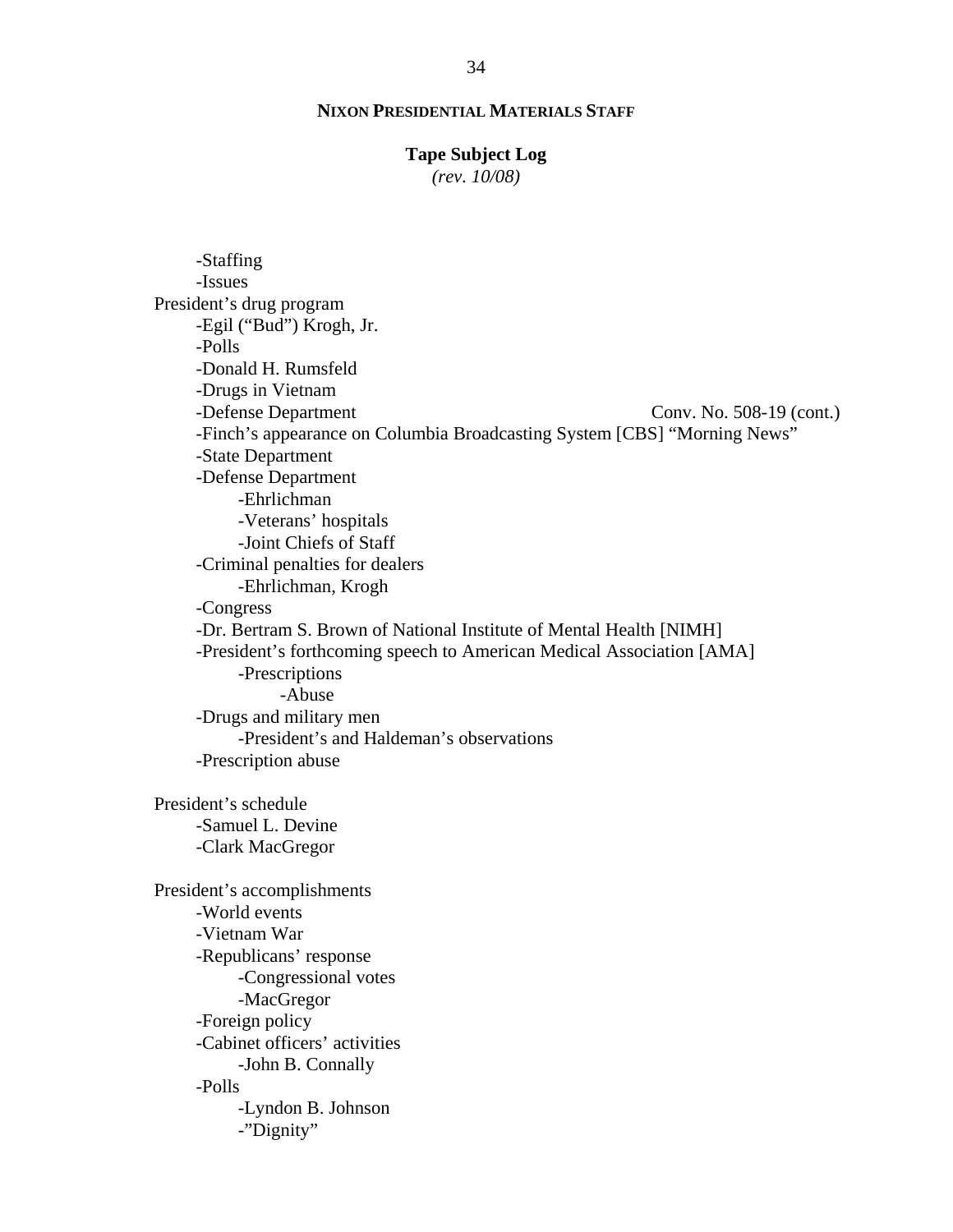**NIXON PRESIDENTIAL MATERIALS STAFF**

**Tape Subject Log**
*(rev. 10/08)*

- -Staffing
- -Issues

President's drug program
- -Egil ("Bud") Krogh, Jr.
- -Polls
- -Donald H. Rumsfeld
- -Drugs in Vietnam
- -Defense Department — Conv. No. 508-19 (cont.)
- -Finch's appearance on Columbia Broadcasting System [CBS] "Morning News"
- -State Department
- -Defense Department
    - -Ehrlichman
    - -Veterans' hospitals
    - -Joint Chiefs of Staff
- -Criminal penalties for dealers
    - -Ehrlichman, Krogh
- -Congress
- -Dr. Bertram S. Brown of National Institute of Mental Health [NIMH]
- -President's forthcoming speech to American Medical Association [AMA]
    - -Prescriptions
        - -Abuse
- -Drugs and military men
    - -President's and Haldeman's observations
- -Prescription abuse

President's schedule
- -Samuel L. Devine
- -Clark MacGregor

President's accomplishments
- -World events
- -Vietnam War
- -Republicans' response
    - -Congressional votes
    - -MacGregor
- -Foreign policy
- -Cabinet officers' activities
    - -John B. Connally
- -Polls
    - -Lyndon B. Johnson
    - -"Dignity"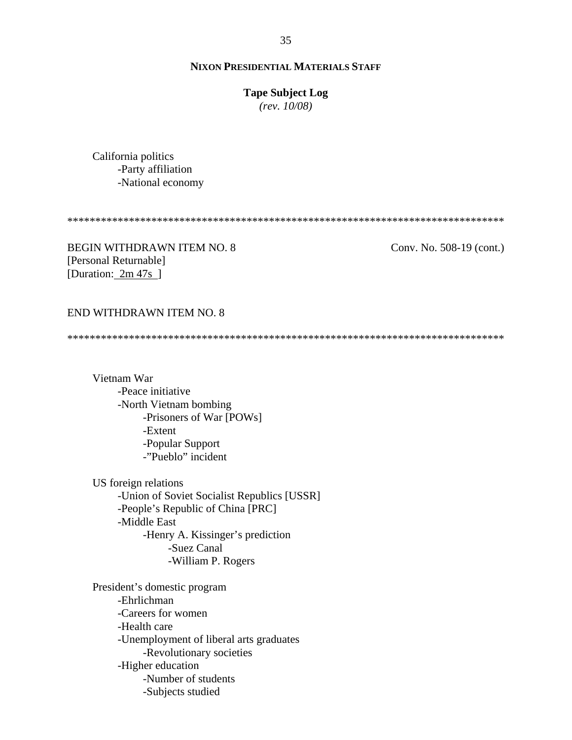**NIXON PRESIDENTIAL MATERIALS STAFF**

**Tape Subject Log**
*(rev. 10/08)*

California politics
- Party affiliation
- National economy

*******************************************************************************

BEGIN WITHDRAWN ITEM NO. 8 Conv. No. 508-19 (cont.)
[Personal Returnable]
[Duration: 2m 47s ]

END WITHDRAWN ITEM NO. 8

*******************************************************************************

Vietnam War
- Peace initiative
- North Vietnam bombing
    - Prisoners of War [POWs]
    - Extent
    - Popular Support
    - "Pueblo" incident

US foreign relations
- Union of Soviet Socialist Republics [USSR]
- People's Republic of China [PRC]
- Middle East
    - Henry A. Kissinger's prediction
        - Suez Canal
        - William P. Rogers

President's domestic program
- Ehrlichman
- Careers for women
- Health care
- Unemployment of liberal arts graduates
    - Revolutionary societies
- Higher education
    - Number of students
    - Subjects studied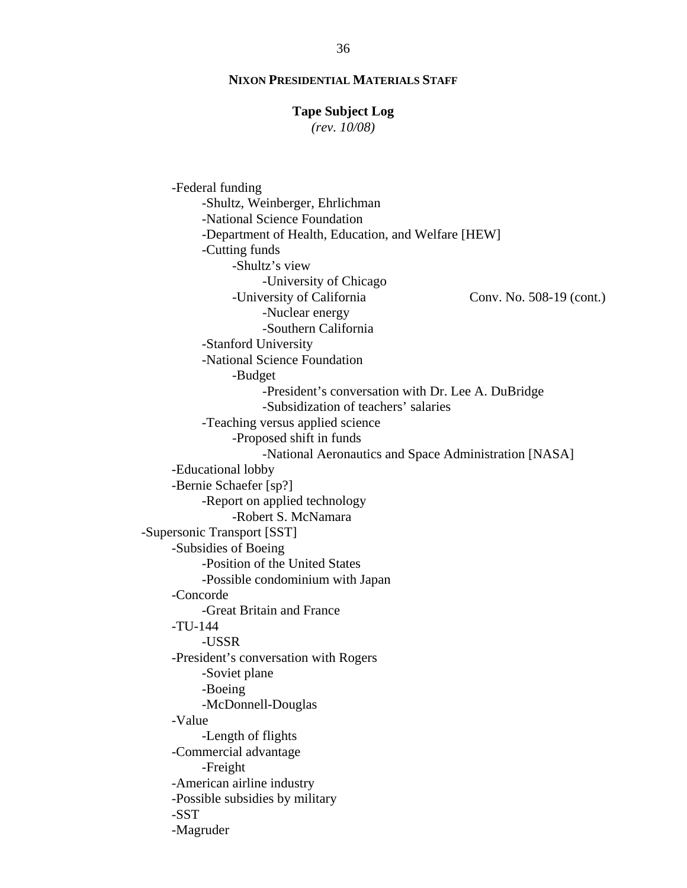**NIXON PRESIDENTIAL MATERIALS STAFF**

**Tape Subject Log**
*(rev. 10/08)*

- -Federal funding
    - -Shultz, Weinberger, Ehrlichman
    - -National Science Foundation
    - -Department of Health, Education, and Welfare [HEW]
    - -Cutting funds
        - -Shultz's view
            - -University of Chicago
        - -University of California — Conv. No. 508-19 (cont.)
            - -Nuclear energy
            - -Southern California
    - -Stanford University
    - -National Science Foundation
        - -Budget
            - -President's conversation with Dr. Lee A. DuBridge
            - -Subsidization of teachers' salaries
    - -Teaching versus applied science
        - -Proposed shift in funds
            - -National Aeronautics and Space Administration [NASA]
- -Educational lobby
- -Bernie Schaefer [sp?]
    - -Report on applied technology
        - -Robert S. McNamara

-Supersonic Transport [SST]

- -Subsidies of Boeing
    - -Position of the United States
    - -Possible condominium with Japan
- -Concorde
    - -Great Britain and France
- -TU-144
    - -USSR
- -President's conversation with Rogers
    - -Soviet plane
    - -Boeing
    - -McDonnell-Douglas
- -Value
    - -Length of flights
- -Commercial advantage
    - -Freight
- -American airline industry
- -Possible subsidies by military
- -SST
- -Magruder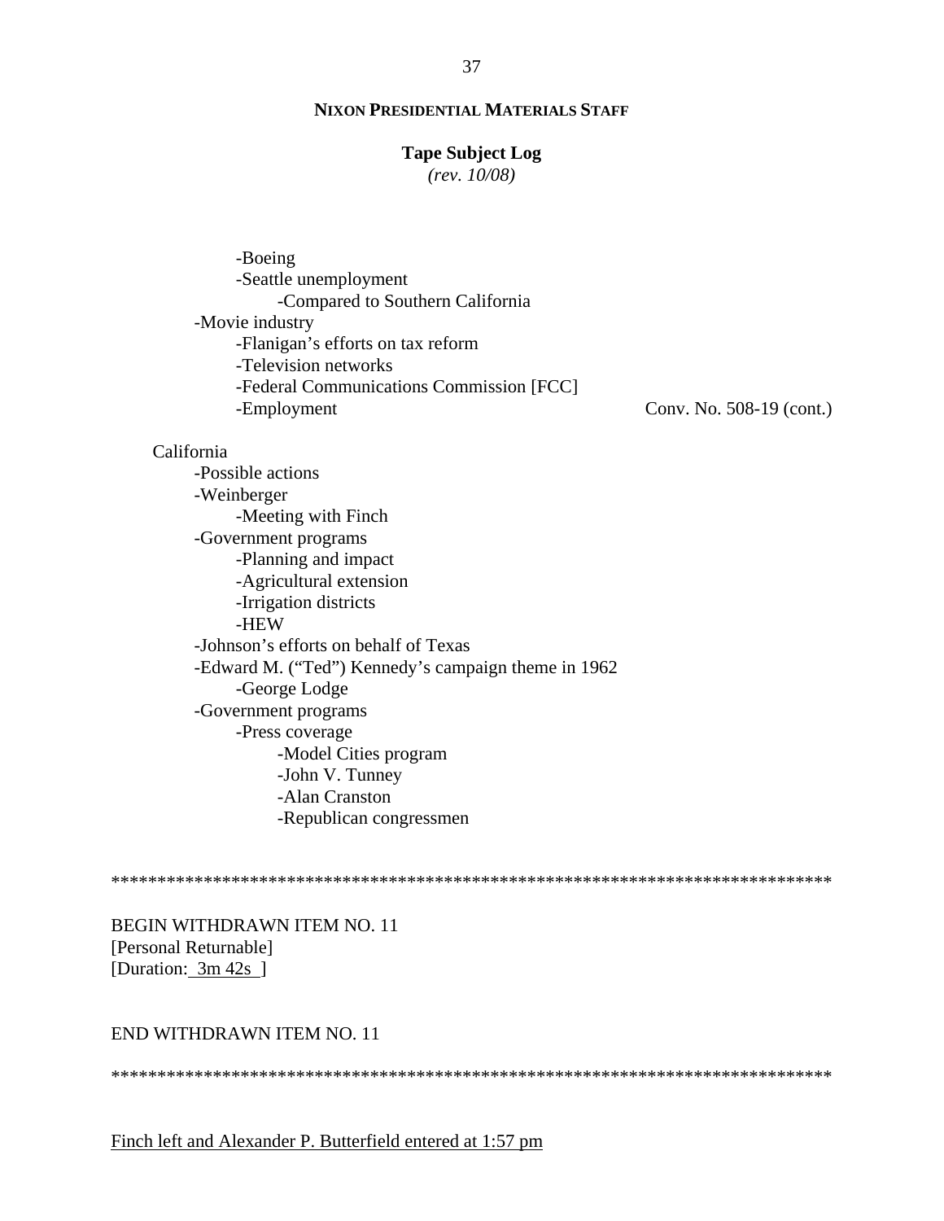- -Boeing
- -Seattle unemployment
    - -Compared to Southern California
- -Movie industry
    - -Flanigan's efforts on tax reform
    - -Television networks
    - -Federal Communications Commission [FCC]
    - -Employment

Conv. No. 508-19 (cont.)

California
- -Possible actions
- -Weinberger
    - -Meeting with Finch
- -Government programs
    - -Planning and impact
    - -Agricultural extension
    - -Irrigation districts
    - -HEW
- -Johnson's efforts on behalf of Texas
- -Edward M. ("Ted") Kennedy's campaign theme in 1962
    - -George Lodge
- -Government programs
    - -Press coverage
        - -Model Cities program
        - -John V. Tunney
        - -Alan Cranston
        - -Republican congressmen

*******************************************************************************

BEGIN WITHDRAWN ITEM NO. 11
[Personal Returnable]
[Duration: 3m 42s ]

END WITHDRAWN ITEM NO. 11

*******************************************************************************

Finch left and Alexander P. Butterfield entered at 1:57 pm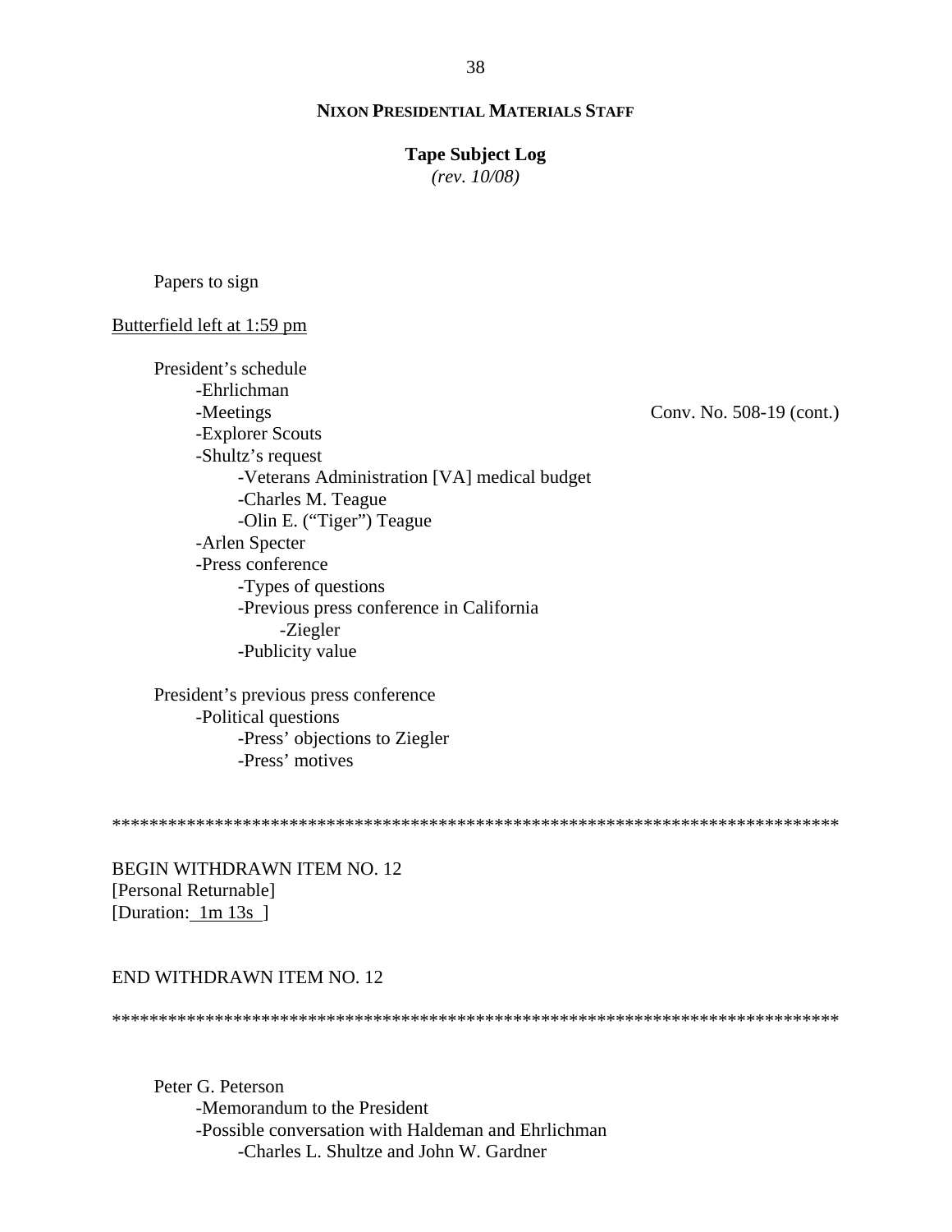Papers to sign

<u>Butterfield left at 1:59 pm</u>

President's schedule
- -Ehrlichman
- -Meetings — Conv. No. 508-19 (cont.)
- -Explorer Scouts
- -Shultz's request
  - -Veterans Administration [VA] medical budget
  - -Charles M. Teague
  - -Olin E. ("Tiger") Teague
- -Arlen Specter
- -Press conference
  - -Types of questions
  - -Previous press conference in California
    - -Ziegler
  - -Publicity value

President's previous press conference
- -Political questions
  - -Press' objections to Ziegler
  - -Press' motives

********************************************************************************

BEGIN WITHDRAWN ITEM NO. 12
[Personal Returnable]
[Duration: <u>1m 13s</u> ]

END WITHDRAWN ITEM NO. 12

********************************************************************************

Peter G. Peterson
- -Memorandum to the President
- -Possible conversation with Haldeman and Ehrlichman
  - -Charles L. Shultze and John W. Gardner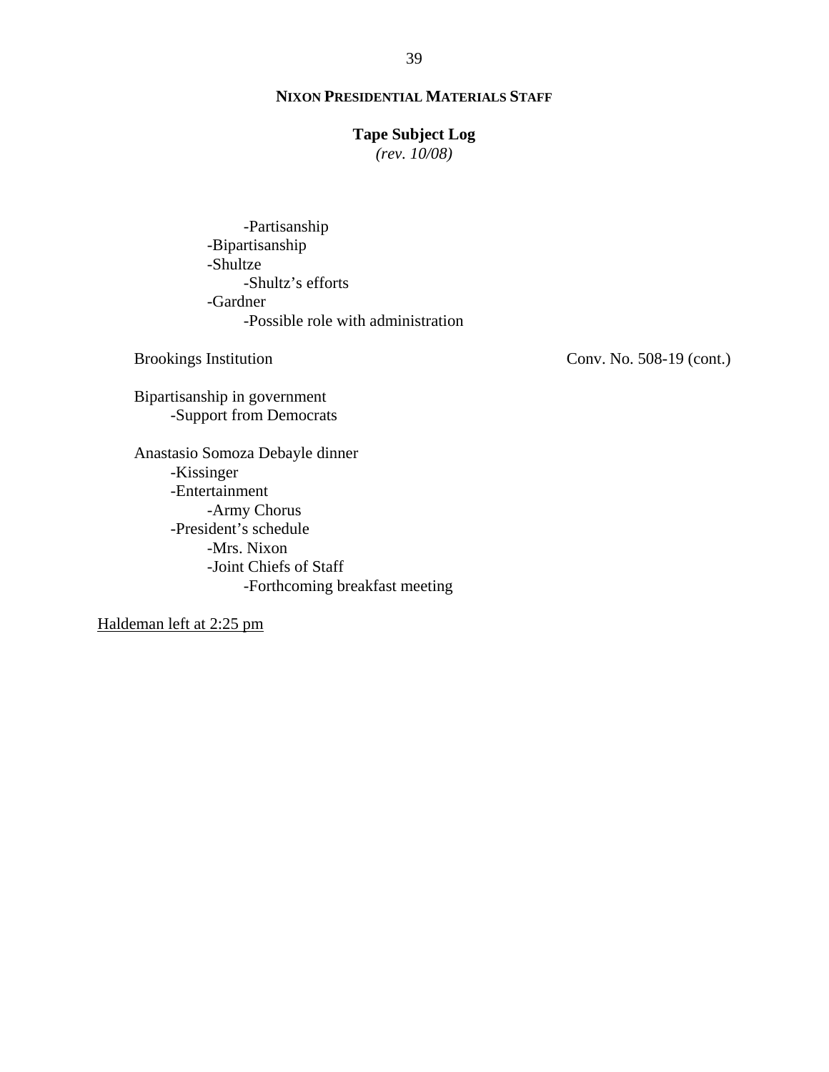**NIXON PRESIDENTIAL MATERIALS STAFF**

**Tape Subject Log**
*(rev. 10/08)*

- -Partisanship
- -Bipartisanship
- -Shultze
    - -Shultz's efforts
- -Gardner
    - -Possible role with administration

Brookings Institution — Conv. No. 508-19 (cont.)

Bipartisanship in government
- -Support from Democrats

Anastasio Somoza Debayle dinner
- -Kissinger
- -Entertainment
    - -Army Chorus
- -President's schedule
    - -Mrs. Nixon
    - -Joint Chiefs of Staff
        - -Forthcoming breakfast meeting

<u>Haldeman left at 2:25 pm</u>